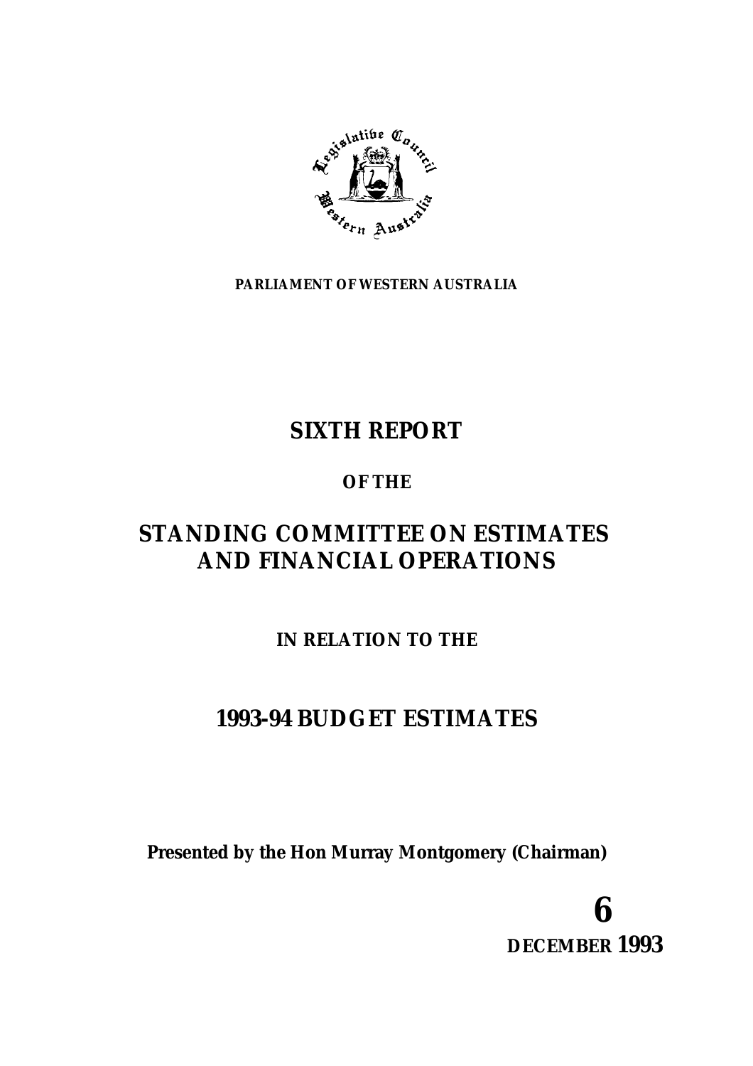**PARLIAMENT OF WESTERN AUSTRALIA**

# SIXTH REPORT

**OF THE**

# STANDING COMMITTEE ON ESTIMATES AND FINANCIAL OPERATIONS

**IN RELATION TO THE**

# 1993-94 BUDGET ESTIMATES

**Presented by the Hon Murray Montgomery (Chairman)**

**6 DECEMBER 1993**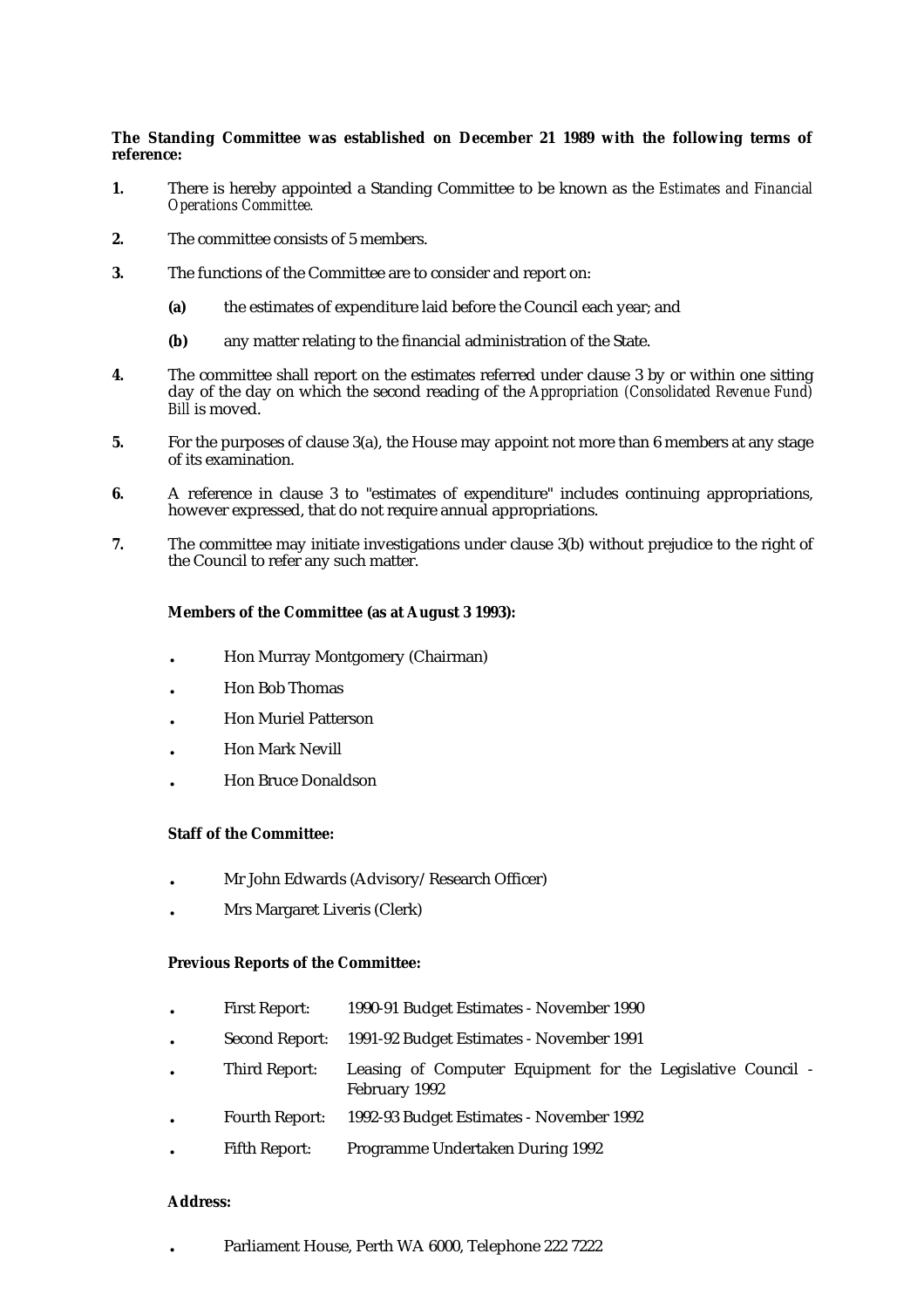**The Standing Committee was established on December 21 1989 with the following terms of reference:**

**1.** There is hereby appointed a Standing Committee to be known as the *Estimates and Financial Operations Committee.*

**2.** The committee consists of 5 members.

**3.** The functions of the Committee are to consider and report on:

  **(a)** the estimates of expenditure laid before the Council each year; and

  **(b)** any matter relating to the financial administration of the State.

**4.** The committee shall report on the estimates referred under clause 3 by or within one sitting day of the day on which the second reading of the *Appropriation (Consolidated Revenue Fund) Bill* is moved.

**5.** For the purposes of clause 3(a), the House may appoint not more than 6 members at any stage of its examination.

**6.** A reference in clause 3 to "estimates of expenditure" includes continuing appropriations, however expressed, that do not require annual appropriations.

**7.** The committee may initiate investigations under clause 3(b) without prejudice to the right of the Council to refer any such matter.

**Members of the Committee (as at August 3 1993):**

- Hon Murray Montgomery (Chairman)
- Hon Bob Thomas
- Hon Muriel Patterson
- Hon Mark Nevill
- Hon Bruce Donaldson

**Staff of the Committee:**

- Mr John Edwards (Advisory/Research Officer)
- Mrs Margaret Liveris (Clerk)

**Previous Reports of the Committee:**

- First Report: 1990-91 Budget Estimates - November 1990
- Second Report: 1991-92 Budget Estimates - November 1991
- Third Report: Leasing of Computer Equipment for the Legislative Council - February 1992
- Fourth Report: 1992-93 Budget Estimates - November 1992
- Fifth Report: Programme Undertaken During 1992

**Address:**

- Parliament House, Perth WA 6000, Telephone 222 7222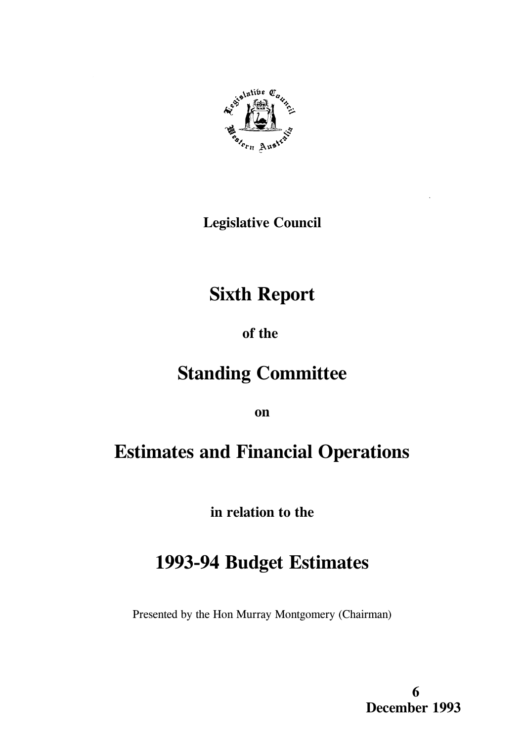**Legislative Council**

# Sixth Report

**of the**

# Standing Committee

**on**

# Estimates and Financial Operations

**in relation to the**

# 1993-94 Budget Estimates

Presented by the Hon Murray Montgomery (Chairman)

**6 December 1993**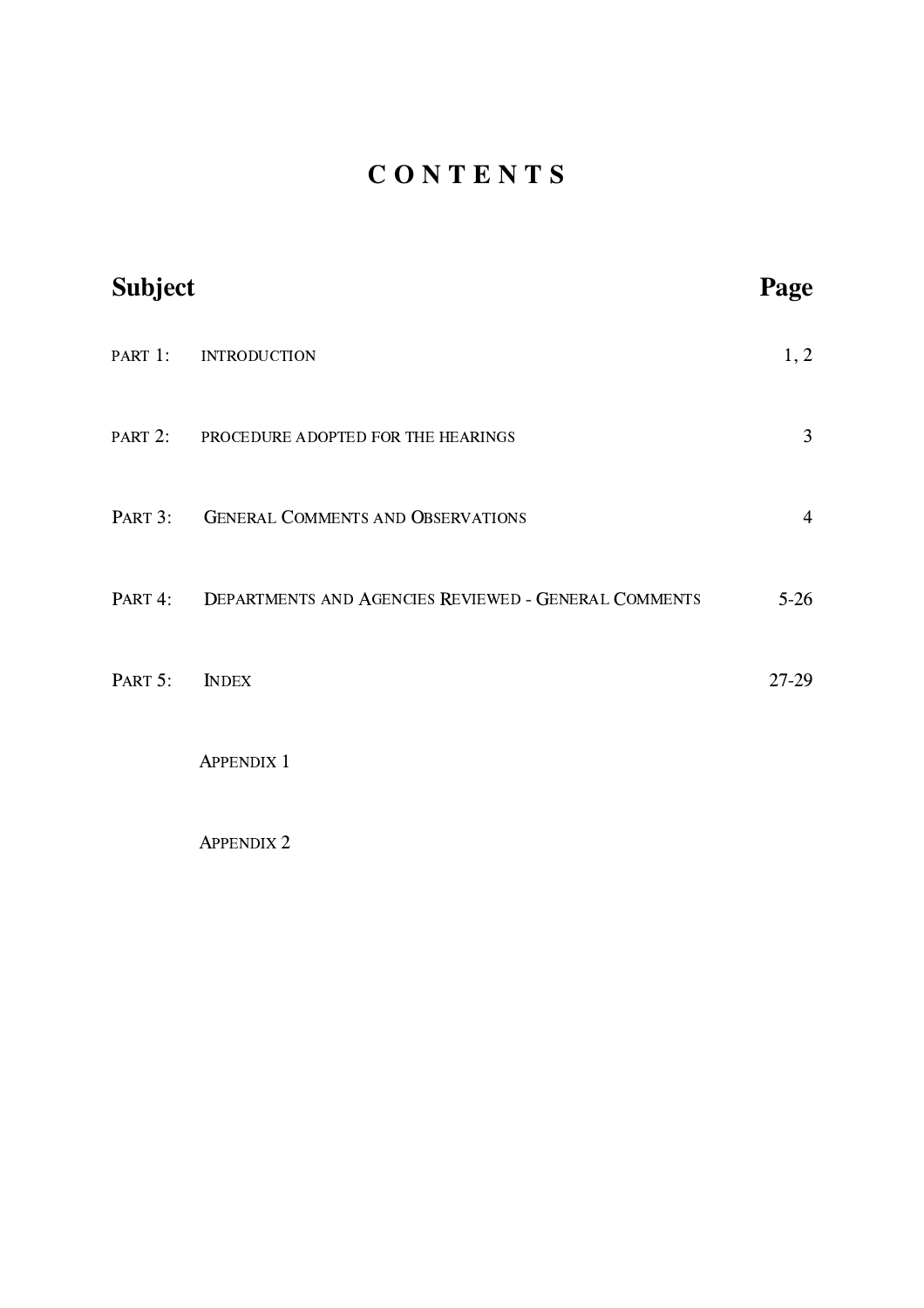# CONTENTS

| Subject | | Page |
|---|---|---|
| PART 1: | INTRODUCTION | 1, 2 |
| PART 2: | PROCEDURE ADOPTED FOR THE HEARINGS | 3 |
| PART 3: | GENERAL COMMENTS AND OBSERVATIONS | 4 |
| PART 4: | DEPARTMENTS AND AGENCIES REVIEWED - GENERAL COMMENTS | 5-26 |
| PART 5: | INDEX | 27-29 |
| | APPENDIX 1 | |
| | APPENDIX 2 | |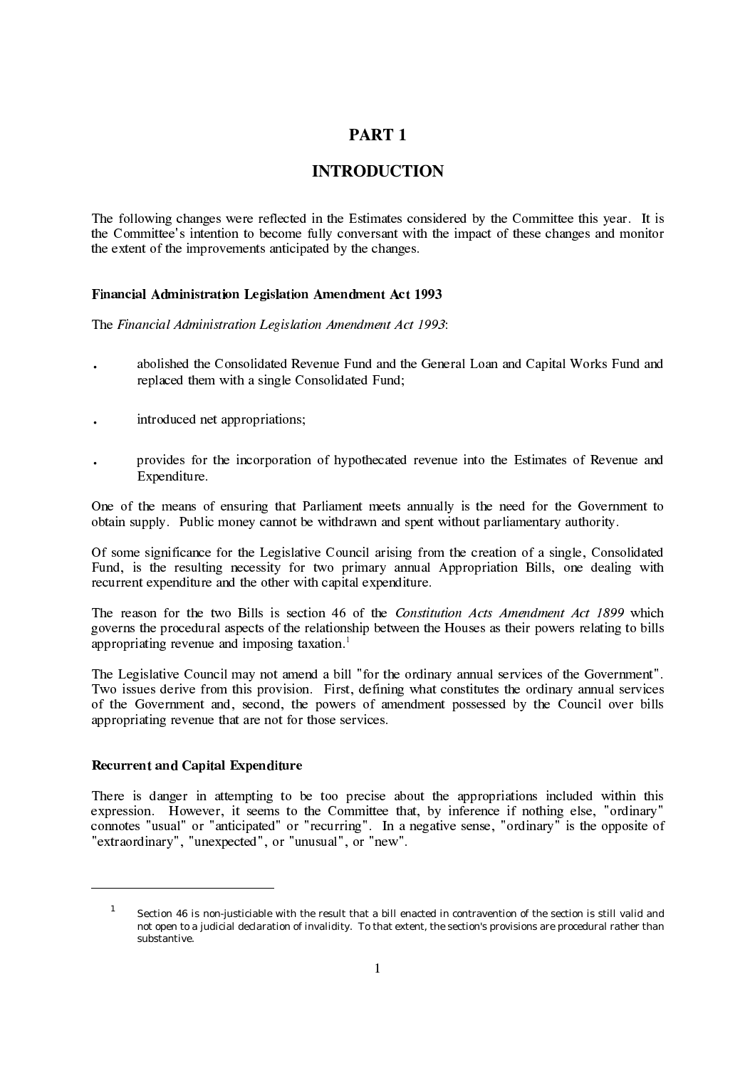# PART 1

## INTRODUCTION

The following changes were reflected in the Estimates considered by the Committee this year. It is the Committee's intention to become fully conversant with the impact of these changes and monitor the extent of the improvements anticipated by the changes.

### Financial Administration Legislation Amendment Act 1993

The *Financial Administration Legislation Amendment Act 1993*:

- abolished the Consolidated Revenue Fund and the General Loan and Capital Works Fund and replaced them with a single Consolidated Fund;
- introduced net appropriations;
- provides for the incorporation of hypothecated revenue into the Estimates of Revenue and Expenditure.

One of the means of ensuring that Parliament meets annually is the need for the Government to obtain supply. Public money cannot be withdrawn and spent without parliamentary authority.

Of some significance for the Legislative Council arising from the creation of a single, Consolidated Fund, is the resulting necessity for two primary annual Appropriation Bills, one dealing with recurrent expenditure and the other with capital expenditure.

The reason for the two Bills is section 46 of the *Constitution Acts Amendment Act 1899* which governs the procedural aspects of the relationship between the Houses as their powers relating to bills appropriating revenue and imposing taxation.[1]

The Legislative Council may not amend a bill "for the ordinary annual services of the Government". Two issues derive from this provision. First, defining what constitutes the ordinary annual services of the Government and, second, the powers of amendment possessed by the Council over bills appropriating revenue that are not for those services.

### Recurrent and Capital Expenditure

There is danger in attempting to be too precise about the appropriations included within this expression. However, it seems to the Committee that, by inference if nothing else, "ordinary" connotes "usual" or "anticipated" or "recurring". In a negative sense, "ordinary" is the opposite of "extraordinary", "unexpected", or "unusual", or "new".

---

[1] Section 46 is non-justiciable with the result that a bill enacted in contravention of the section is still valid and not open to a judicial declaration of invalidity. To that extent, the section's provisions are procedural rather than substantive.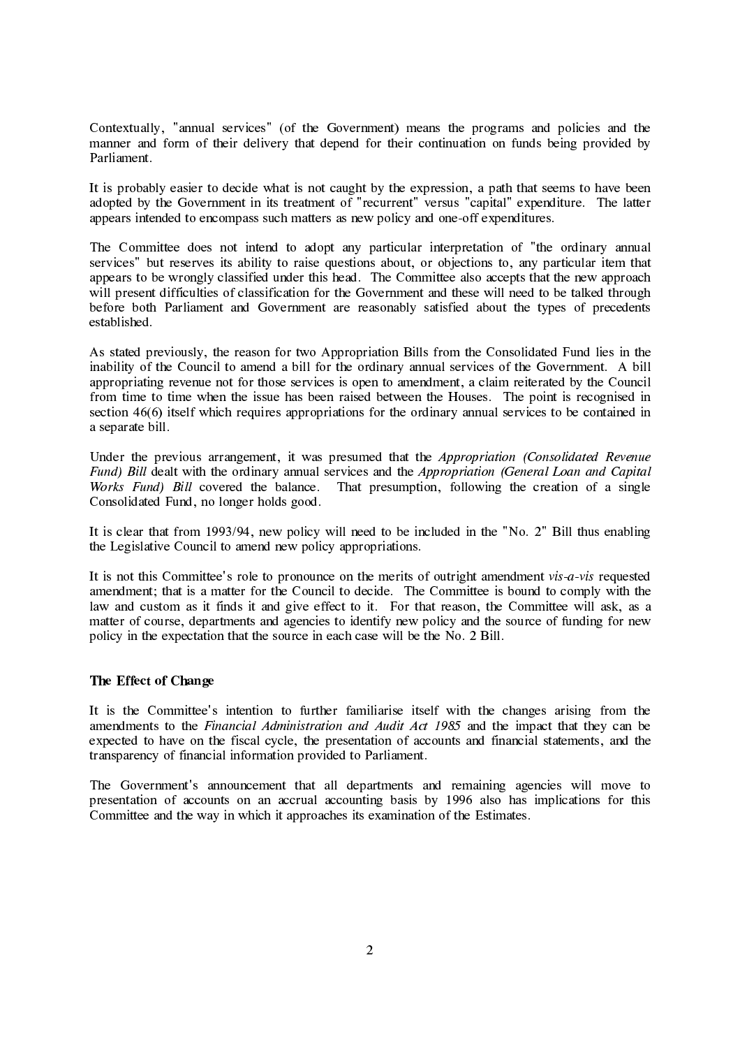Contextually, "annual services" (of the Government) means the programs and policies and the manner and form of their delivery that depend for their continuation on funds being provided by Parliament.

It is probably easier to decide what is not caught by the expression, a path that seems to have been adopted by the Government in its treatment of "recurrent" versus "capital" expenditure. The latter appears intended to encompass such matters as new policy and one-off expenditures.

The Committee does not intend to adopt any particular interpretation of "the ordinary annual services" but reserves its ability to raise questions about, or objections to, any particular item that appears to be wrongly classified under this head. The Committee also accepts that the new approach will present difficulties of classification for the Government and these will need to be talked through before both Parliament and Government are reasonably satisfied about the types of precedents established.

As stated previously, the reason for two Appropriation Bills from the Consolidated Fund lies in the inability of the Council to amend a bill for the ordinary annual services of the Government. A bill appropriating revenue not for those services is open to amendment, a claim reiterated by the Council from time to time when the issue has been raised between the Houses. The point is recognised in section 46(6) itself which requires appropriations for the ordinary annual services to be contained in a separate bill.

Under the previous arrangement, it was presumed that the *Appropriation (Consolidated Revenue Fund) Bill* dealt with the ordinary annual services and the *Appropriation (General Loan and Capital Works Fund) Bill* covered the balance. That presumption, following the creation of a single Consolidated Fund, no longer holds good.

It is clear that from 1993/94, new policy will need to be included in the "No. 2" Bill thus enabling the Legislative Council to amend new policy appropriations.

It is not this Committee's role to pronounce on the merits of outright amendment *vis-a-vis* requested amendment; that is a matter for the Council to decide. The Committee is bound to comply with the law and custom as it finds it and give effect to it. For that reason, the Committee will ask, as a matter of course, departments and agencies to identify new policy and the source of funding for new policy in the expectation that the source in each case will be the No. 2 Bill.

**The Effect of Change**

It is the Committee's intention to further familiarise itself with the changes arising from the amendments to the *Financial Administration and Audit Act 1985* and the impact that they can be expected to have on the fiscal cycle, the presentation of accounts and financial statements, and the transparency of financial information provided to Parliament.

The Government's announcement that all departments and remaining agencies will move to presentation of accounts on an accrual accounting basis by 1996 also has implications for this Committee and the way in which it approaches its examination of the Estimates.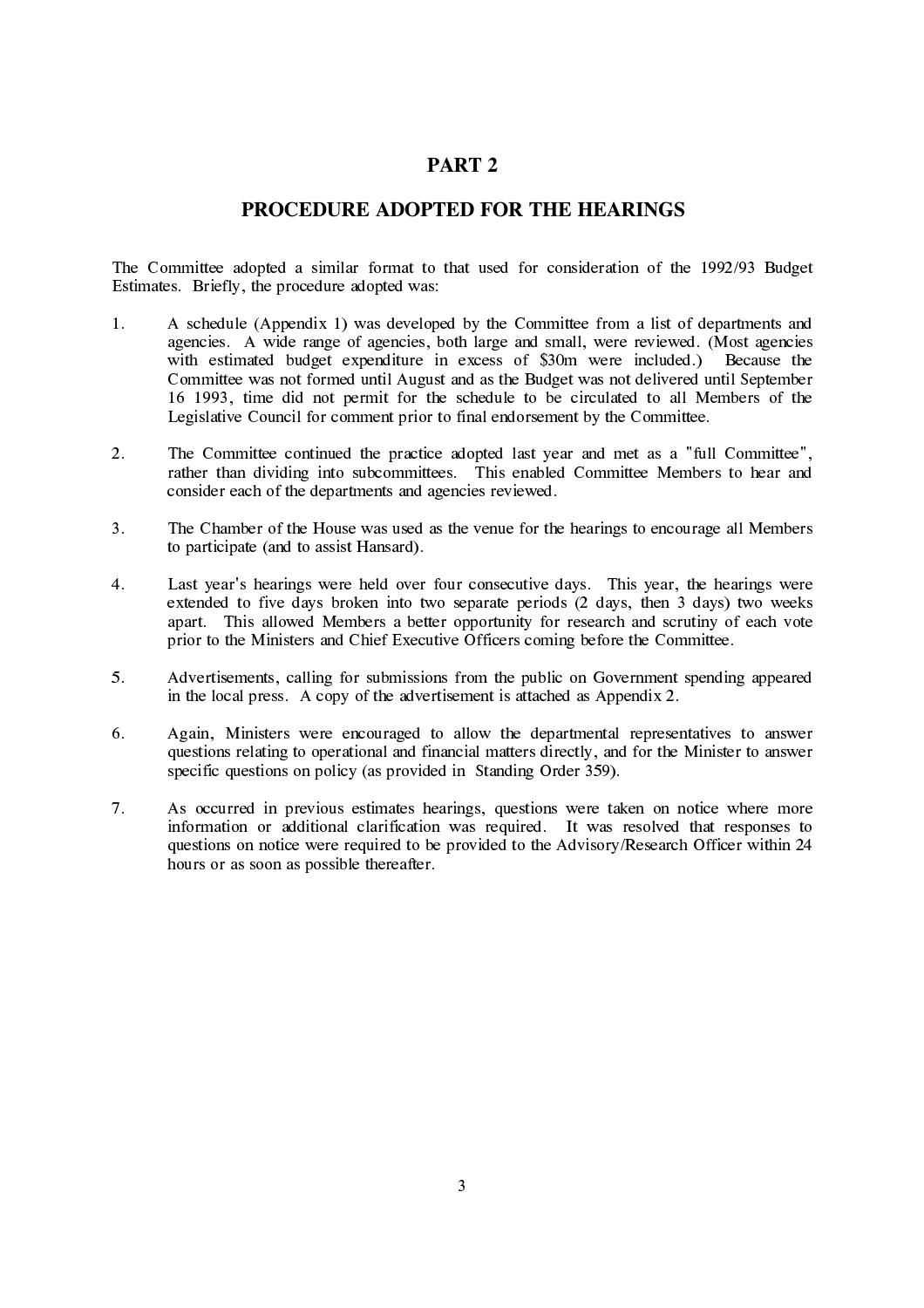# PART 2

## PROCEDURE ADOPTED FOR THE HEARINGS

The Committee adopted a similar format to that used for consideration of the 1992/93 Budget Estimates. Briefly, the procedure adopted was:

1. A schedule (Appendix 1) was developed by the Committee from a list of departments and agencies. A wide range of agencies, both large and small, were reviewed. (Most agencies with estimated budget expenditure in excess of $30m were included.) Because the Committee was not formed until August and as the Budget was not delivered until September 16 1993, time did not permit for the schedule to be circulated to all Members of the Legislative Council for comment prior to final endorsement by the Committee.

2. The Committee continued the practice adopted last year and met as a "full Committee", rather than dividing into subcommittees. This enabled Committee Members to hear and consider each of the departments and agencies reviewed.

3. The Chamber of the House was used as the venue for the hearings to encourage all Members to participate (and to assist Hansard).

4. Last year's hearings were held over four consecutive days. This year, the hearings were extended to five days broken into two separate periods (2 days, then 3 days) two weeks apart. This allowed Members a better opportunity for research and scrutiny of each vote prior to the Ministers and Chief Executive Officers coming before the Committee.

5. Advertisements, calling for submissions from the public on Government spending appeared in the local press. A copy of the advertisement is attached as Appendix 2.

6. Again, Ministers were encouraged to allow the departmental representatives to answer questions relating to operational and financial matters directly, and for the Minister to answer specific questions on policy (as provided in Standing Order 359).

7. As occurred in previous estimates hearings, questions were taken on notice where more information or additional clarification was required. It was resolved that responses to questions on notice were required to be provided to the Advisory/Research Officer within 24 hours or as soon as possible thereafter.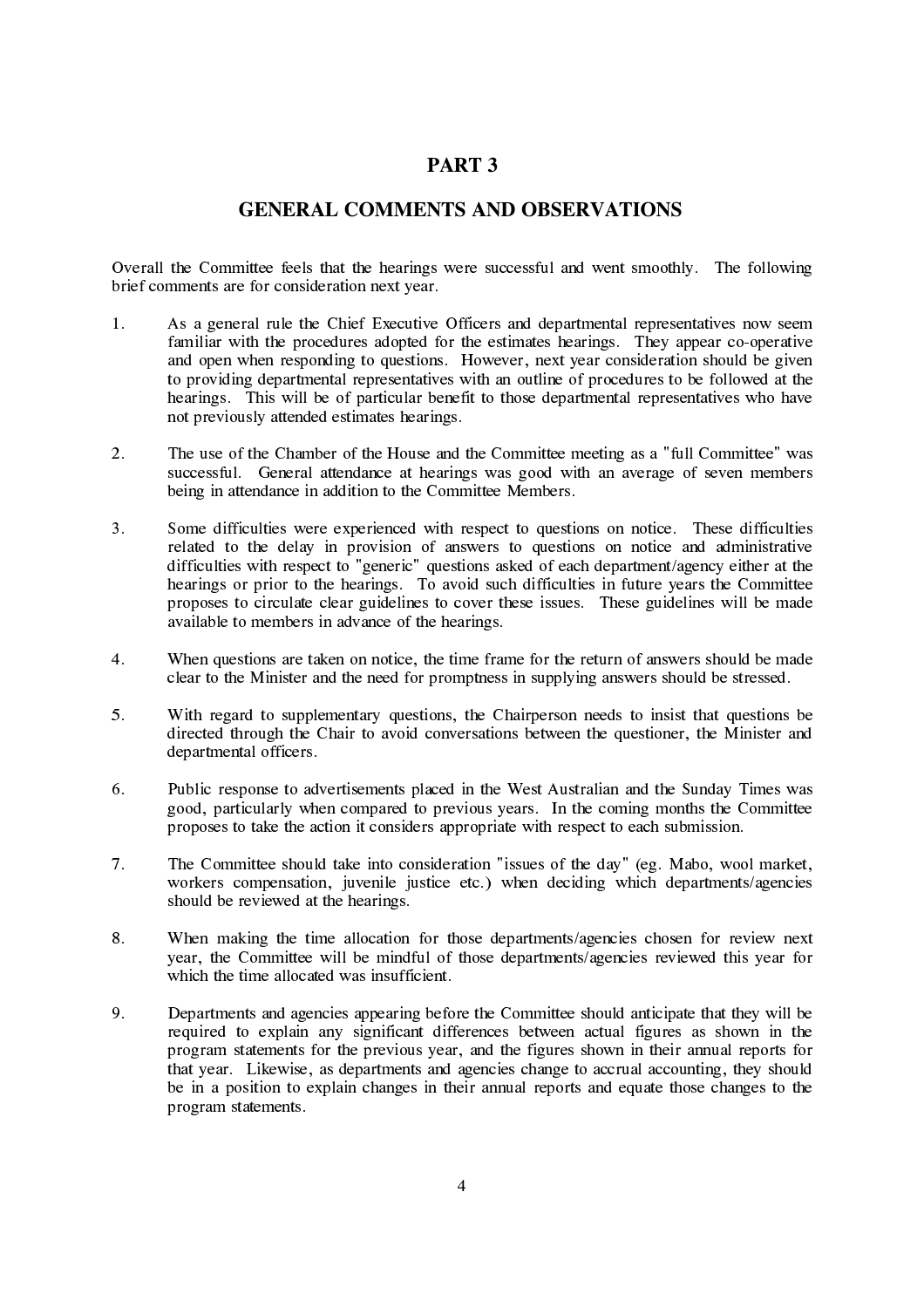# PART 3

## GENERAL COMMENTS AND OBSERVATIONS

Overall the Committee feels that the hearings were successful and went smoothly. The following brief comments are for consideration next year.

1. As a general rule the Chief Executive Officers and departmental representatives now seem familiar with the procedures adopted for the estimates hearings. They appear co-operative and open when responding to questions. However, next year consideration should be given to providing departmental representatives with an outline of procedures to be followed at the hearings. This will be of particular benefit to those departmental representatives who have not previously attended estimates hearings.

2. The use of the Chamber of the House and the Committee meeting as a "full Committee" was successful. General attendance at hearings was good with an average of seven members being in attendance in addition to the Committee Members.

3. Some difficulties were experienced with respect to questions on notice. These difficulties related to the delay in provision of answers to questions on notice and administrative difficulties with respect to "generic" questions asked of each department/agency either at the hearings or prior to the hearings. To avoid such difficulties in future years the Committee proposes to circulate clear guidelines to cover these issues. These guidelines will be made available to members in advance of the hearings.

4. When questions are taken on notice, the time frame for the return of answers should be made clear to the Minister and the need for promptness in supplying answers should be stressed.

5. With regard to supplementary questions, the Chairperson needs to insist that questions be directed through the Chair to avoid conversations between the questioner, the Minister and departmental officers.

6. Public response to advertisements placed in the West Australian and the Sunday Times was good, particularly when compared to previous years. In the coming months the Committee proposes to take the action it considers appropriate with respect to each submission.

7. The Committee should take into consideration "issues of the day" (eg. Mabo, wool market, workers compensation, juvenile justice etc.) when deciding which departments/agencies should be reviewed at the hearings.

8. When making the time allocation for those departments/agencies chosen for review next year, the Committee will be mindful of those departments/agencies reviewed this year for which the time allocated was insufficient.

9. Departments and agencies appearing before the Committee should anticipate that they will be required to explain any significant differences between actual figures as shown in the program statements for the previous year, and the figures shown in their annual reports for that year. Likewise, as departments and agencies change to accrual accounting, they should be in a position to explain changes in their annual reports and equate those changes to the program statements.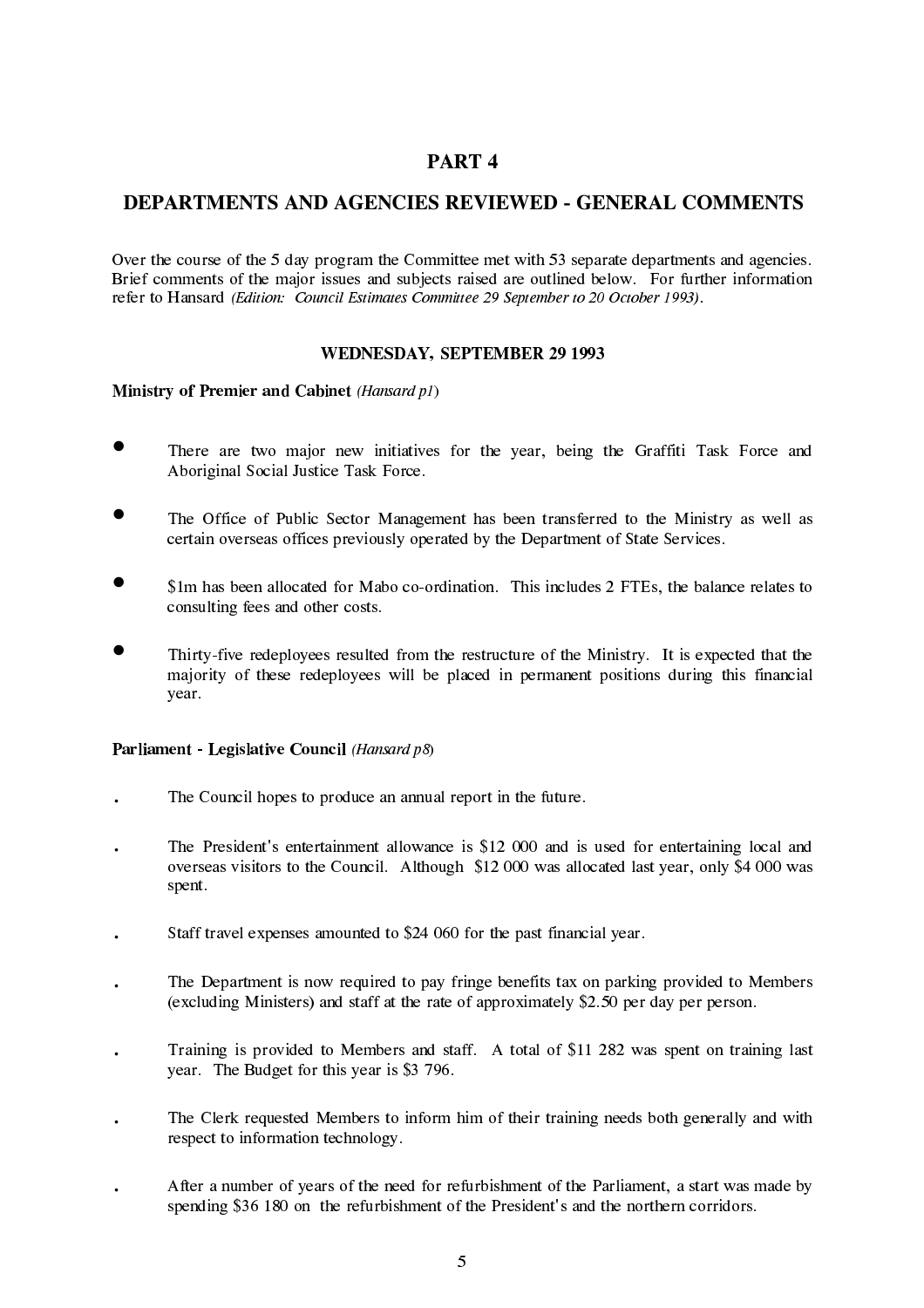# PART 4

## DEPARTMENTS AND AGENCIES REVIEWED - GENERAL COMMENTS

Over the course of the 5 day program the Committee met with 53 separate departments and agencies. Brief comments of the major issues and subjects raised are outlined below. For further information refer to Hansard *(Edition: Council Estimates Committee 29 September to 20 October 1993)*.

### WEDNESDAY, SEPTEMBER 29 1993

**Ministry of Premier and Cabinet** *(Hansard p1)*

- There are two major new initiatives for the year, being the Graffiti Task Force and Aboriginal Social Justice Task Force.
- The Office of Public Sector Management has been transferred to the Ministry as well as certain overseas offices previously operated by the Department of State Services.
- $1m has been allocated for Mabo co-ordination. This includes 2 FTEs, the balance relates to consulting fees and other costs.
- Thirty-five redeployees resulted from the restructure of the Ministry. It is expected that the majority of these redeployees will be placed in permanent positions during this financial year.

**Parliament - Legislative Council** *(Hansard p8)*

- The Council hopes to produce an annual report in the future.
- The President's entertainment allowance is $12 000 and is used for entertaining local and overseas visitors to the Council. Although $12 000 was allocated last year, only $4 000 was spent.
- Staff travel expenses amounted to $24 060 for the past financial year.
- The Department is now required to pay fringe benefits tax on parking provided to Members (excluding Ministers) and staff at the rate of approximately $2.50 per day per person.
- Training is provided to Members and staff. A total of $11 282 was spent on training last year. The Budget for this year is $3 796.
- The Clerk requested Members to inform him of their training needs both generally and with respect to information technology.
- After a number of years of the need for refurbishment of the Parliament, a start was made by spending $36 180 on the refurbishment of the President's and the northern corridors.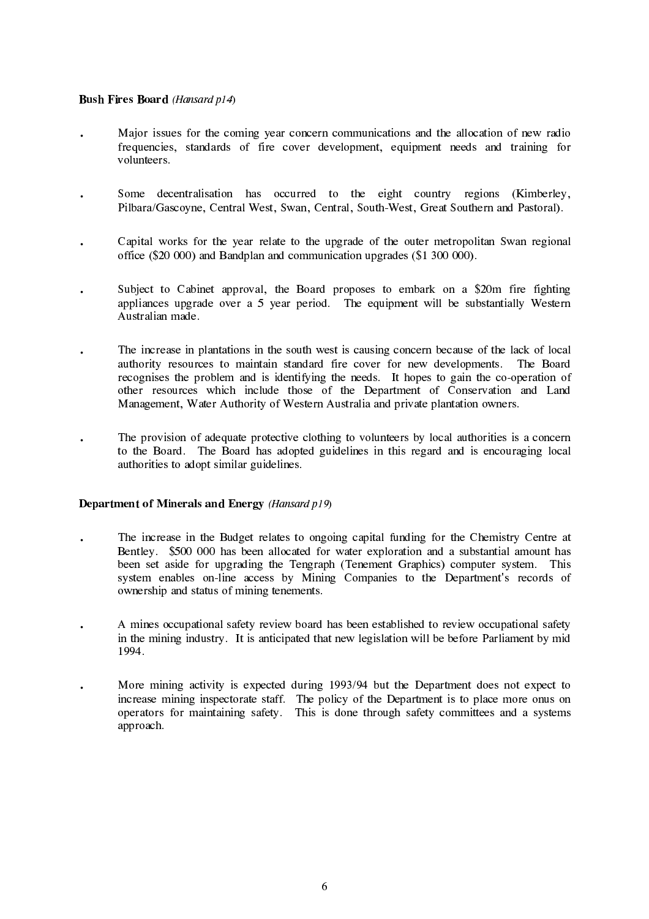**Bush Fires Board** *(Hansard p14)*

- Major issues for the coming year concern communications and the allocation of new radio frequencies, standards of fire cover development, equipment needs and training for volunteers.

- Some decentralisation has occurred to the eight country regions (Kimberley, Pilbara/Gascoyne, Central West, Swan, Central, South-West, Great Southern and Pastoral).

- Capital works for the year relate to the upgrade of the outer metropolitan Swan regional office ($20 000) and Bandplan and communication upgrades ($1 300 000).

- Subject to Cabinet approval, the Board proposes to embark on a $20m fire fighting appliances upgrade over a 5 year period. The equipment will be substantially Western Australian made.

- The increase in plantations in the south west is causing concern because of the lack of local authority resources to maintain standard fire cover for new developments. The Board recognises the problem and is identifying the needs. It hopes to gain the co-operation of other resources which include those of the Department of Conservation and Land Management, Water Authority of Western Australia and private plantation owners.

- The provision of adequate protective clothing to volunteers by local authorities is a concern to the Board. The Board has adopted guidelines in this regard and is encouraging local authorities to adopt similar guidelines.

**Department of Minerals and Energy** *(Hansard p19)*

- The increase in the Budget relates to ongoing capital funding for the Chemistry Centre at Bentley. $500 000 has been allocated for water exploration and a substantial amount has been set aside for upgrading the Tengraph (Tenement Graphics) computer system. This system enables on-line access by Mining Companies to the Department's records of ownership and status of mining tenements.

- A mines occupational safety review board has been established to review occupational safety in the mining industry. It is anticipated that new legislation will be before Parliament by mid 1994.

- More mining activity is expected during 1993/94 but the Department does not expect to increase mining inspectorate staff. The policy of the Department is to place more onus on operators for maintaining safety. This is done through safety committees and a systems approach.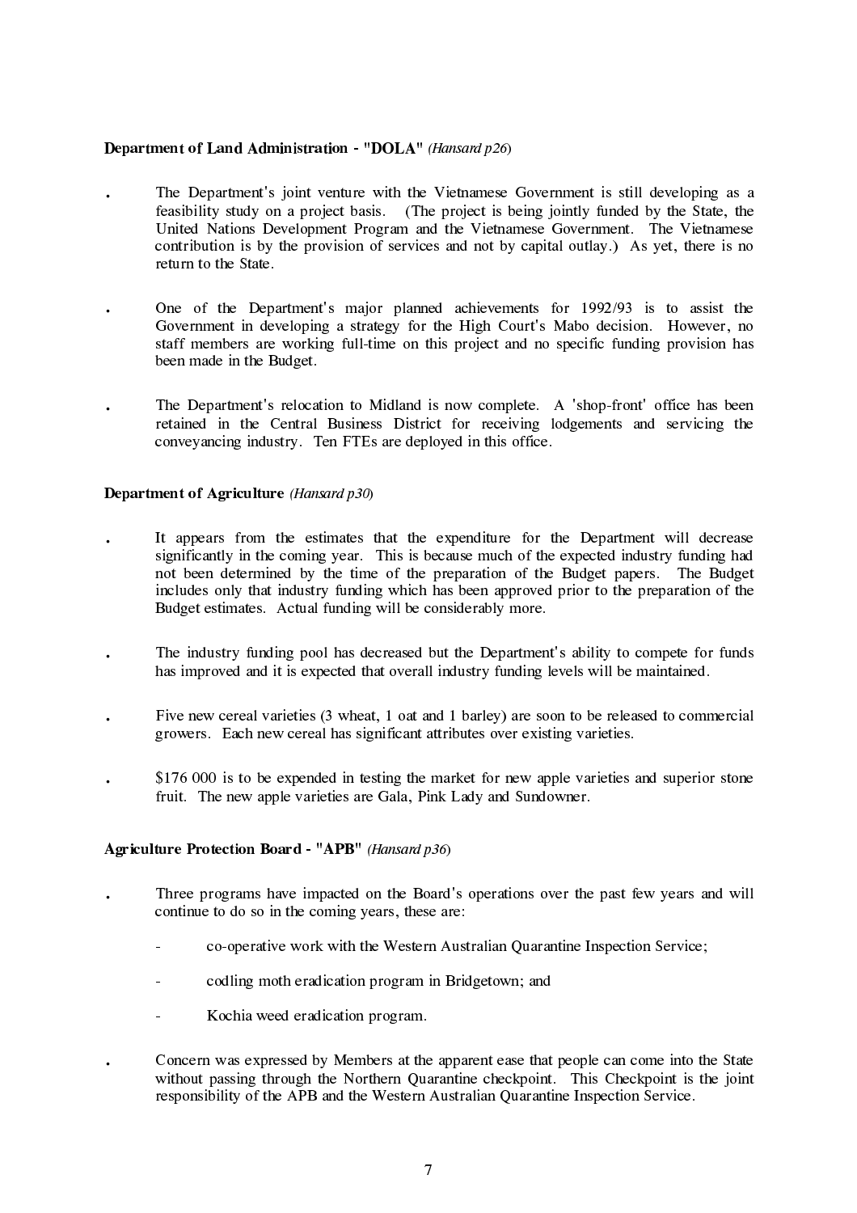**Department of Land Administration - "DOLA"** *(Hansard p26)*

- The Department's joint venture with the Vietnamese Government is still developing as a feasibility study on a project basis. (The project is being jointly funded by the State, the United Nations Development Program and the Vietnamese Government. The Vietnamese contribution is by the provision of services and not by capital outlay.) As yet, there is no return to the State.

- One of the Department's major planned achievements for 1992/93 is to assist the Government in developing a strategy for the High Court's Mabo decision. However, no staff members are working full-time on this project and no specific funding provision has been made in the Budget.

- The Department's relocation to Midland is now complete. A 'shop-front' office has been retained in the Central Business District for receiving lodgements and servicing the conveyancing industry. Ten FTEs are deployed in this office.

**Department of Agriculture** *(Hansard p30)*

- It appears from the estimates that the expenditure for the Department will decrease significantly in the coming year. This is because much of the expected industry funding had not been determined by the time of the preparation of the Budget papers. The Budget includes only that industry funding which has been approved prior to the preparation of the Budget estimates. Actual funding will be considerably more.

- The industry funding pool has decreased but the Department's ability to compete for funds has improved and it is expected that overall industry funding levels will be maintained.

- Five new cereal varieties (3 wheat, 1 oat and 1 barley) are soon to be released to commercial growers. Each new cereal has significant attributes over existing varieties.

- $176 000 is to be expended in testing the market for new apple varieties and superior stone fruit. The new apple varieties are Gala, Pink Lady and Sundowner.

**Agriculture Protection Board - "APB"** *(Hansard p36)*

- Three programs have impacted on the Board's operations over the past few years and will continue to do so in the coming years, these are:

  - co-operative work with the Western Australian Quarantine Inspection Service;

  - codling moth eradication program in Bridgetown; and

  - Kochia weed eradication program.

- Concern was expressed by Members at the apparent ease that people can come into the State without passing through the Northern Quarantine checkpoint. This Checkpoint is the joint responsibility of the APB and the Western Australian Quarantine Inspection Service.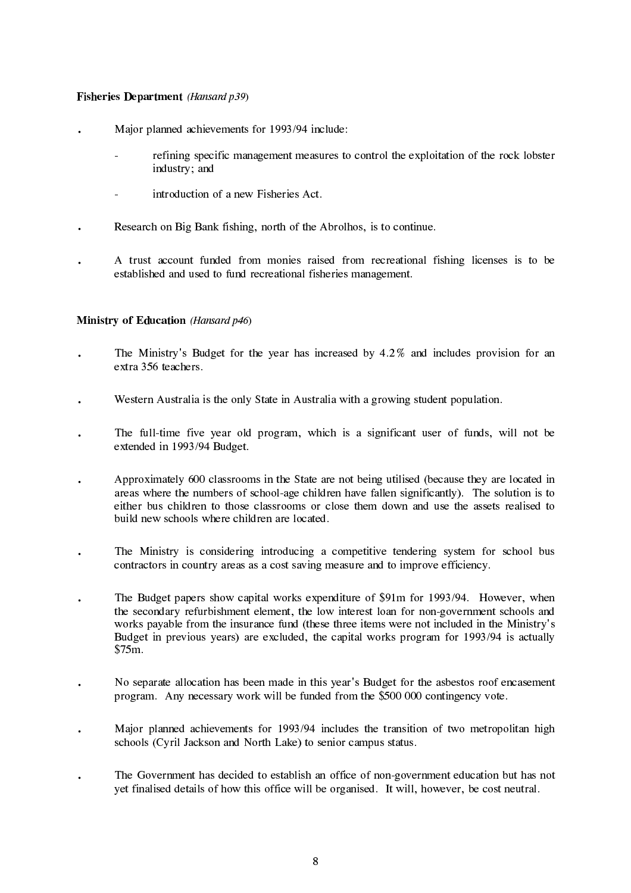**Fisheries Department** *(Hansard p39)*

- Major planned achievements for 1993/94 include:
  - refining specific management measures to control the exploitation of the rock lobster industry; and
  - introduction of a new Fisheries Act.
- Research on Big Bank fishing, north of the Abrolhos, is to continue.
- A trust account funded from monies raised from recreational fishing licenses is to be established and used to fund recreational fisheries management.

**Ministry of Education** *(Hansard p46)*

- The Ministry's Budget for the year has increased by 4.2% and includes provision for an extra 356 teachers.
- Western Australia is the only State in Australia with a growing student population.
- The full-time five year old program, which is a significant user of funds, will not be extended in 1993/94 Budget.
- Approximately 600 classrooms in the State are not being utilised (because they are located in areas where the numbers of school-age children have fallen significantly). The solution is to either bus children to those classrooms or close them down and use the assets realised to build new schools where children are located.
- The Ministry is considering introducing a competitive tendering system for school bus contractors in country areas as a cost saving measure and to improve efficiency.
- The Budget papers show capital works expenditure of $91m for 1993/94. However, when the secondary refurbishment element, the low interest loan for non-government schools and works payable from the insurance fund (these three items were not included in the Ministry's Budget in previous years) are excluded, the capital works program for 1993/94 is actually $75m.
- No separate allocation has been made in this year's Budget for the asbestos roof encasement program. Any necessary work will be funded from the $500 000 contingency vote.
- Major planned achievements for 1993/94 includes the transition of two metropolitan high schools (Cyril Jackson and North Lake) to senior campus status.
- The Government has decided to establish an office of non-government education but has not yet finalised details of how this office will be organised. It will, however, be cost neutral.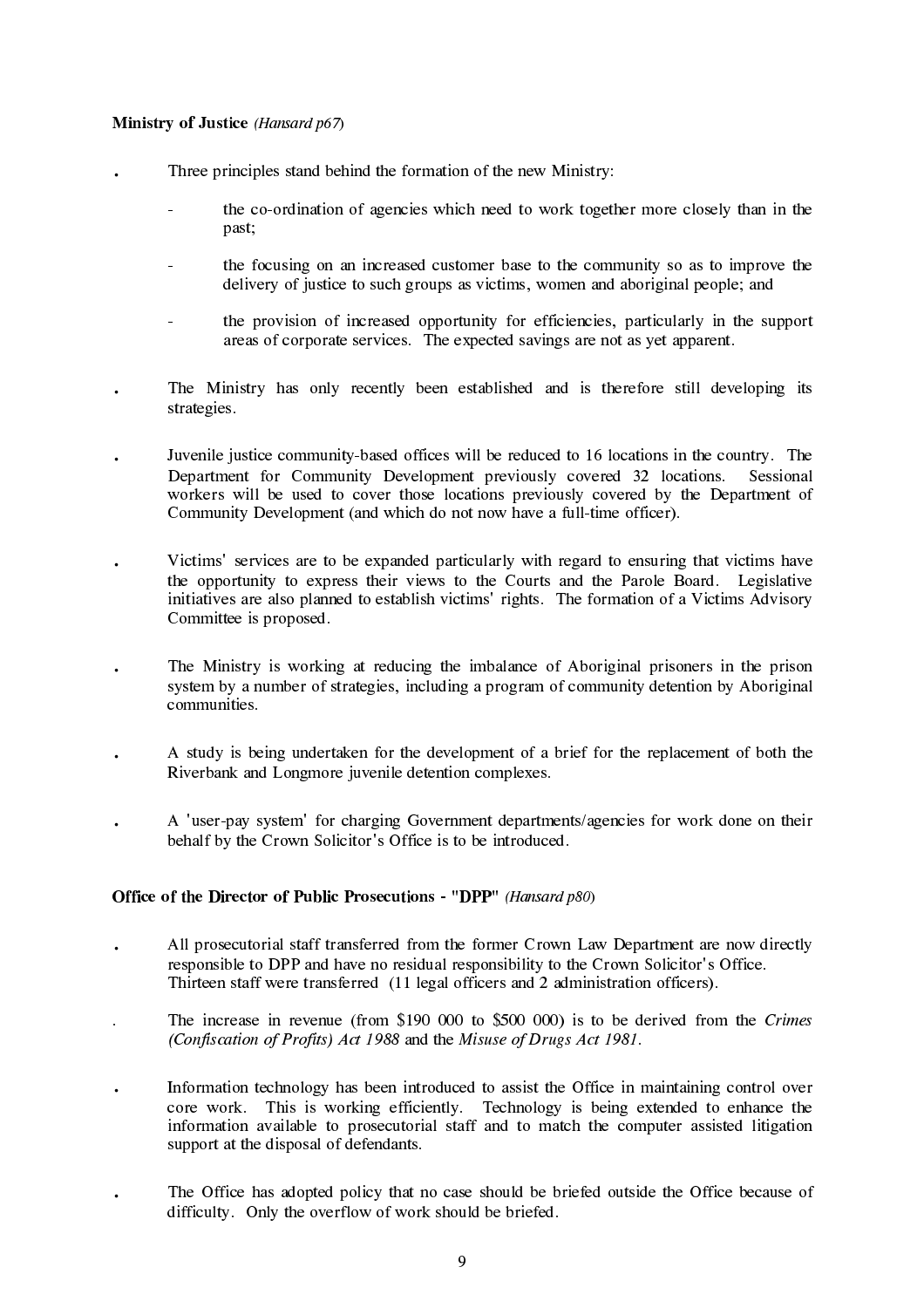**Ministry of Justice** *(Hansard p67)*

- Three principles stand behind the formation of the new Ministry:

  - the co-ordination of agencies which need to work together more closely than in the past;

  - the focusing on an increased customer base to the community so as to improve the delivery of justice to such groups as victims, women and aboriginal people; and

  - the provision of increased opportunity for efficiencies, particularly in the support areas of corporate services. The expected savings are not as yet apparent.

- The Ministry has only recently been established and is therefore still developing its strategies.

- Juvenile justice community-based offices will be reduced to 16 locations in the country. The Department for Community Development previously covered 32 locations. Sessional workers will be used to cover those locations previously covered by the Department of Community Development (and which do not now have a full-time officer).

- Victims' services are to be expanded particularly with regard to ensuring that victims have the opportunity to express their views to the Courts and the Parole Board. Legislative initiatives are also planned to establish victims' rights. The formation of a Victims Advisory Committee is proposed.

- The Ministry is working at reducing the imbalance of Aboriginal prisoners in the prison system by a number of strategies, including a program of community detention by Aboriginal communities.

- A study is being undertaken for the development of a brief for the replacement of both the Riverbank and Longmore juvenile detention complexes.

- A 'user-pay system' for charging Government departments/agencies for work done on their behalf by the Crown Solicitor's Office is to be introduced.

**Office of the Director of Public Prosecutions - "DPP"** *(Hansard p80)*

- All prosecutorial staff transferred from the former Crown Law Department are now directly responsible to DPP and have no residual responsibility to the Crown Solicitor's Office. Thirteen staff were transferred (11 legal officers and 2 administration officers).

- The increase in revenue (from $190 000 to $500 000) is to be derived from the *Crimes (Confiscation of Profits) Act 1988* and the *Misuse of Drugs Act 1981*.

- Information technology has been introduced to assist the Office in maintaining control over core work. This is working efficiently. Technology is being extended to enhance the information available to prosecutorial staff and to match the computer assisted litigation support at the disposal of defendants.

- The Office has adopted policy that no case should be briefed outside the Office because of difficulty. Only the overflow of work should be briefed.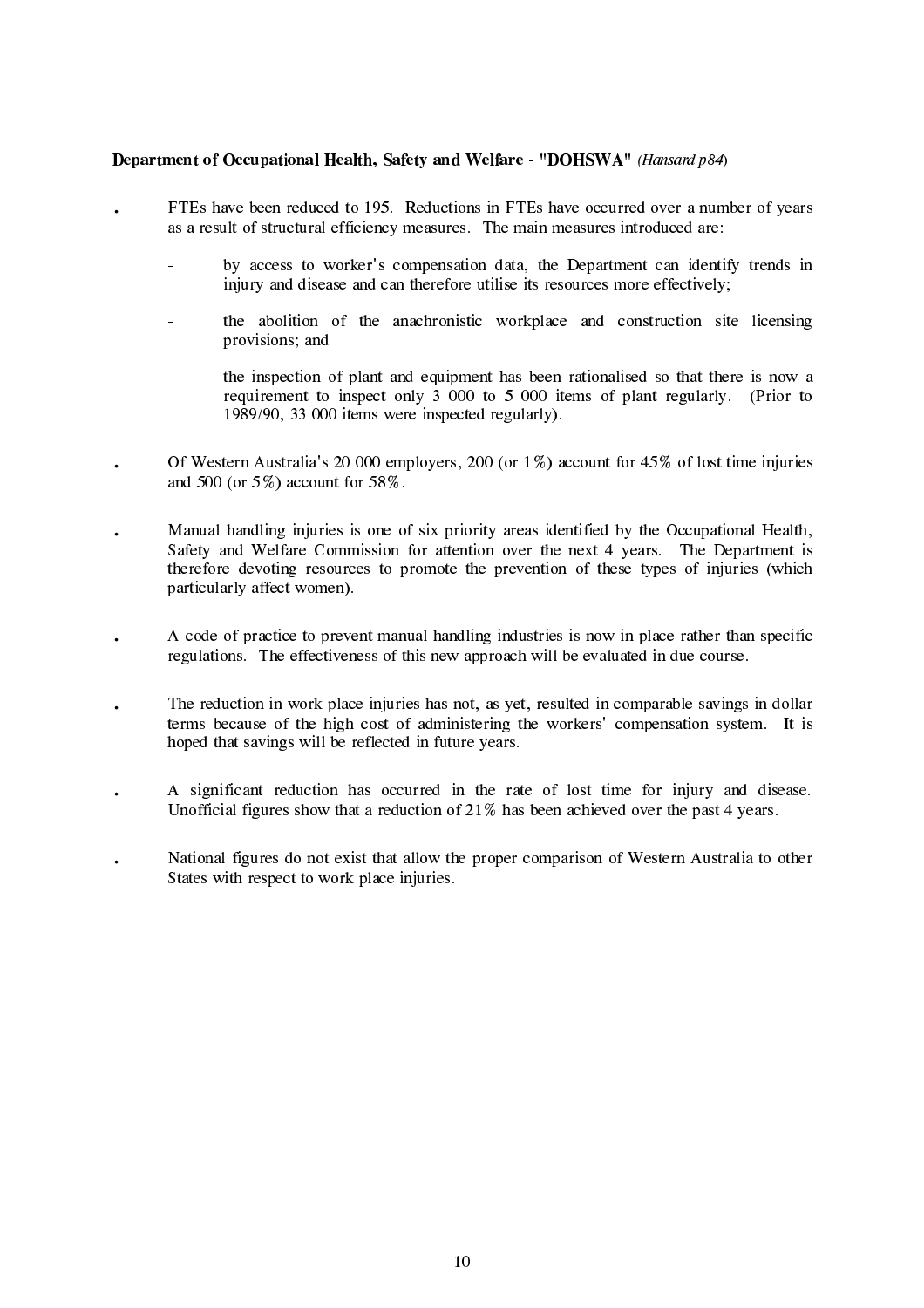**Department of Occupational Health, Safety and Welfare - "DOHSWA"** *(Hansard p84)*

- FTEs have been reduced to 195. Reductions in FTEs have occurred over a number of years as a result of structural efficiency measures. The main measures introduced are:
  - by access to worker's compensation data, the Department can identify trends in injury and disease and can therefore utilise its resources more effectively;
  - the abolition of the anachronistic workplace and construction site licensing provisions; and
  - the inspection of plant and equipment has been rationalised so that there is now a requirement to inspect only 3 000 to 5 000 items of plant regularly. (Prior to 1989/90, 33 000 items were inspected regularly).
- Of Western Australia's 20 000 employers, 200 (or 1%) account for 45% of lost time injuries and 500 (or 5%) account for 58%.
- Manual handling injuries is one of six priority areas identified by the Occupational Health, Safety and Welfare Commission for attention over the next 4 years. The Department is therefore devoting resources to promote the prevention of these types of injuries (which particularly affect women).
- A code of practice to prevent manual handling industries is now in place rather than specific regulations. The effectiveness of this new approach will be evaluated in due course.
- The reduction in work place injuries has not, as yet, resulted in comparable savings in dollar terms because of the high cost of administering the workers' compensation system. It is hoped that savings will be reflected in future years.
- A significant reduction has occurred in the rate of lost time for injury and disease. Unofficial figures show that a reduction of 21% has been achieved over the past 4 years.
- National figures do not exist that allow the proper comparison of Western Australia to other States with respect to work place injuries.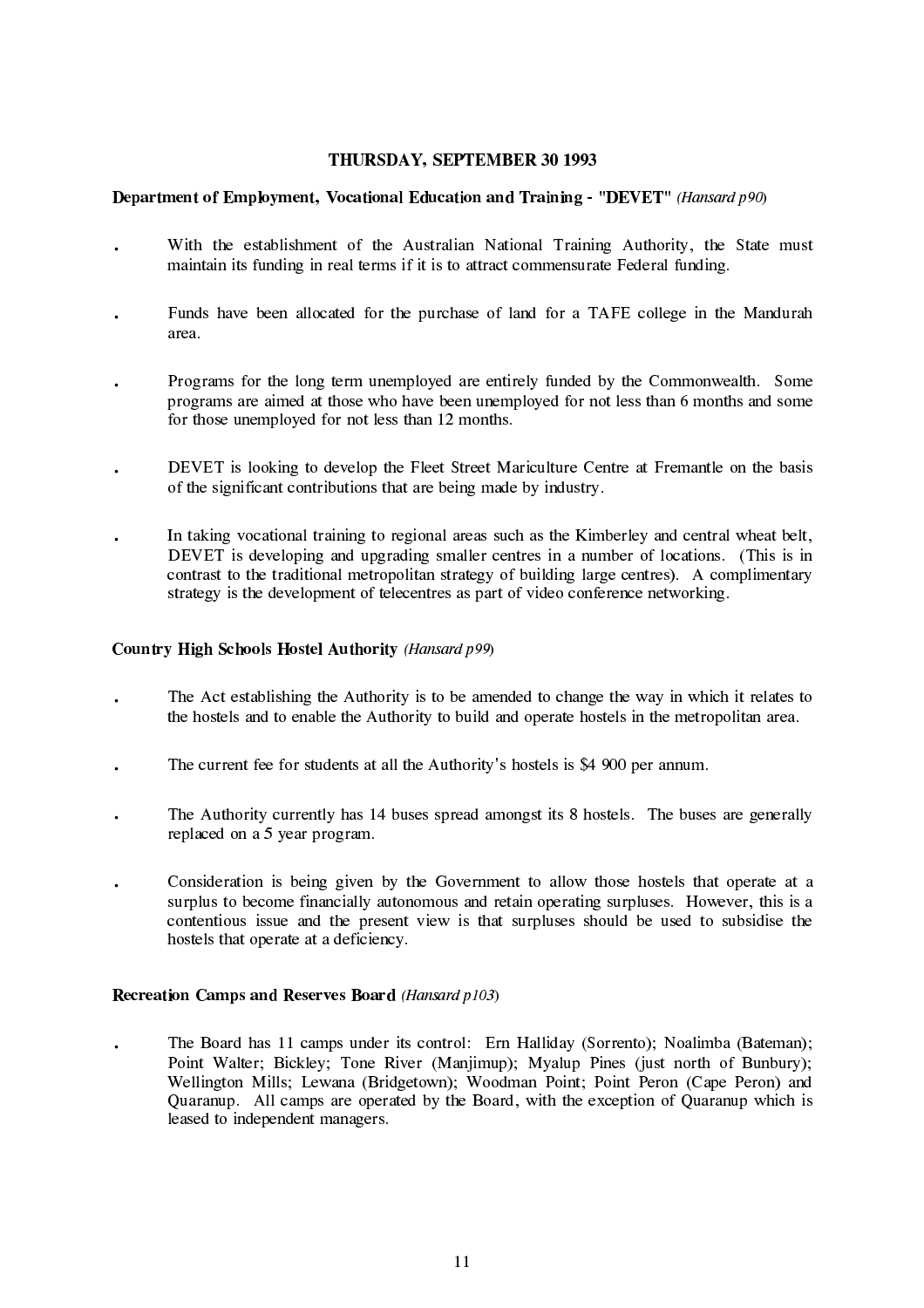## THURSDAY, SEPTEMBER 30 1993

**Department of Employment, Vocational Education and Training - "DEVET"** *(Hansard p90)*

- With the establishment of the Australian National Training Authority, the State must maintain its funding in real terms if it is to attract commensurate Federal funding.
- Funds have been allocated for the purchase of land for a TAFE college in the Mandurah area.
- Programs for the long term unemployed are entirely funded by the Commonwealth. Some programs are aimed at those who have been unemployed for not less than 6 months and some for those unemployed for not less than 12 months.
- DEVET is looking to develop the Fleet Street Mariculture Centre at Fremantle on the basis of the significant contributions that are being made by industry.
- In taking vocational training to regional areas such as the Kimberley and central wheat belt, DEVET is developing and upgrading smaller centres in a number of locations. (This is in contrast to the traditional metropolitan strategy of building large centres). A complimentary strategy is the development of telecentres as part of video conference networking.

**Country High Schools Hostel Authority** *(Hansard p99)*

- The Act establishing the Authority is to be amended to change the way in which it relates to the hostels and to enable the Authority to build and operate hostels in the metropolitan area.
- The current fee for students at all the Authority's hostels is $4 900 per annum.
- The Authority currently has 14 buses spread amongst its 8 hostels. The buses are generally replaced on a 5 year program.
- Consideration is being given by the Government to allow those hostels that operate at a surplus to become financially autonomous and retain operating surpluses. However, this is a contentious issue and the present view is that surpluses should be used to subsidise the hostels that operate at a deficiency.

**Recreation Camps and Reserves Board** *(Hansard p103)*

- The Board has 11 camps under its control: Ern Halliday (Sorrento); Noalimba (Bateman); Point Walter; Bickley; Tone River (Manjimup); Myalup Pines (just north of Bunbury); Wellington Mills; Lewana (Bridgetown); Woodman Point; Point Peron (Cape Peron) and Quaranup. All camps are operated by the Board, with the exception of Quaranup which is leased to independent managers.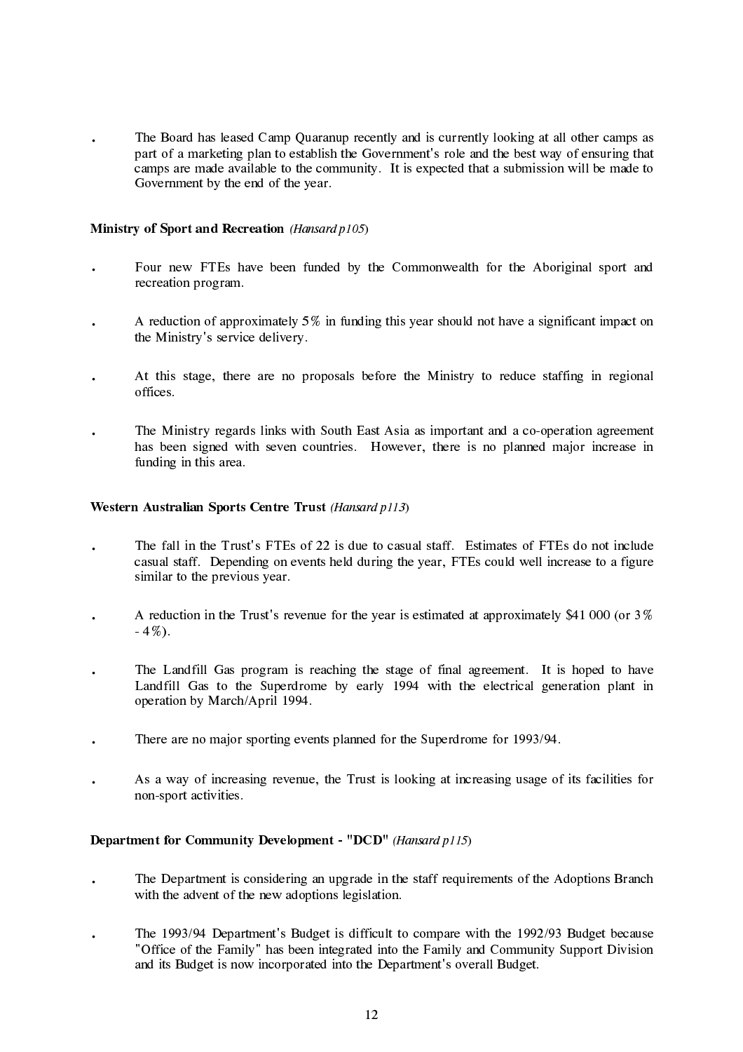- The Board has leased Camp Quaranup recently and is currently looking at all other camps as part of a marketing plan to establish the Government's role and the best way of ensuring that camps are made available to the community. It is expected that a submission will be made to Government by the end of the year.

**Ministry of Sport and Recreation** *(Hansard p105)*

- Four new FTEs have been funded by the Commonwealth for the Aboriginal sport and recreation program.
- A reduction of approximately 5% in funding this year should not have a significant impact on the Ministry's service delivery.
- At this stage, there are no proposals before the Ministry to reduce staffing in regional offices.
- The Ministry regards links with South East Asia as important and a co-operation agreement has been signed with seven countries. However, there is no planned major increase in funding in this area.

**Western Australian Sports Centre Trust** *(Hansard p113)*

- The fall in the Trust's FTEs of 22 is due to casual staff. Estimates of FTEs do not include casual staff. Depending on events held during the year, FTEs could well increase to a figure similar to the previous year.
- A reduction in the Trust's revenue for the year is estimated at approximately $41 000 (or 3% - 4%).
- The Landfill Gas program is reaching the stage of final agreement. It is hoped to have Landfill Gas to the Superdrome by early 1994 with the electrical generation plant in operation by March/April 1994.
- There are no major sporting events planned for the Superdrome for 1993/94.
- As a way of increasing revenue, the Trust is looking at increasing usage of its facilities for non-sport activities.

**Department for Community Development - "DCD"** *(Hansard p115)*

- The Department is considering an upgrade in the staff requirements of the Adoptions Branch with the advent of the new adoptions legislation.
- The 1993/94 Department's Budget is difficult to compare with the 1992/93 Budget because "Office of the Family" has been integrated into the Family and Community Support Division and its Budget is now incorporated into the Department's overall Budget.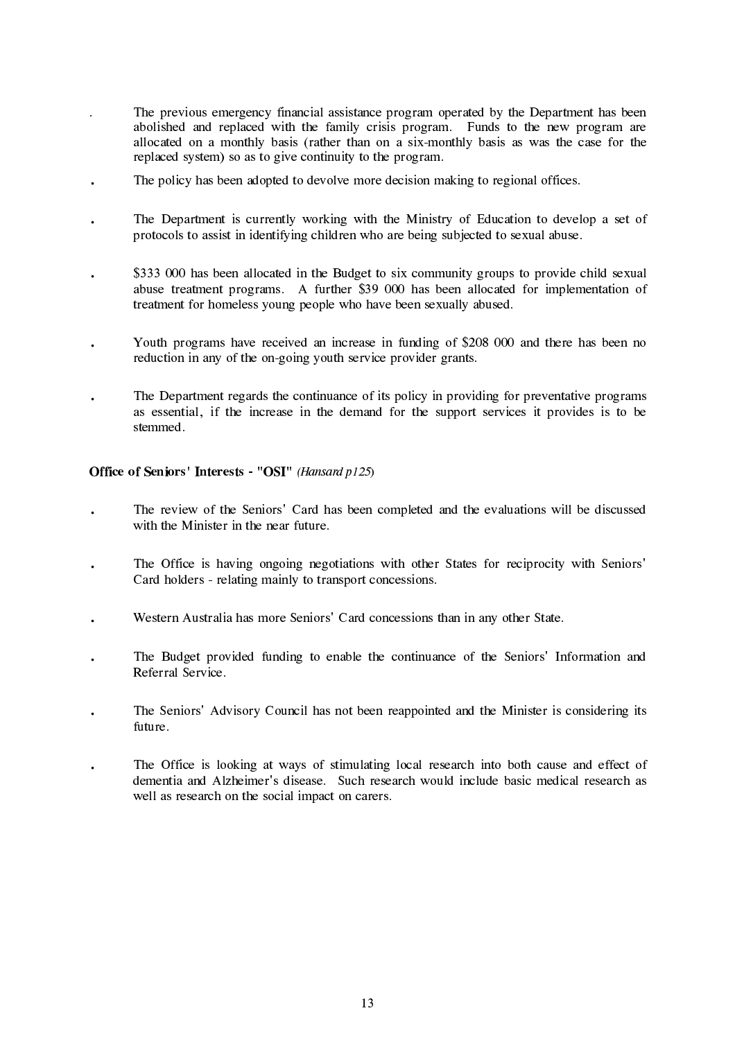- The previous emergency financial assistance program operated by the Department has been abolished and replaced with the family crisis program. Funds to the new program are allocated on a monthly basis (rather than on a six-monthly basis as was the case for the replaced system) so as to give continuity to the program.
- The policy has been adopted to devolve more decision making to regional offices.
- The Department is currently working with the Ministry of Education to develop a set of protocols to assist in identifying children who are being subjected to sexual abuse.
- $333 000 has been allocated in the Budget to six community groups to provide child sexual abuse treatment programs. A further $39 000 has been allocated for implementation of treatment for homeless young people who have been sexually abused.
- Youth programs have received an increase in funding of $208 000 and there has been no reduction in any of the on-going youth service provider grants.
- The Department regards the continuance of its policy in providing for preventative programs as essential, if the increase in the demand for the support services it provides is to be stemmed.

**Office of Seniors' Interests - "OSI"** *(Hansard p125)*

- The review of the Seniors' Card has been completed and the evaluations will be discussed with the Minister in the near future.
- The Office is having ongoing negotiations with other States for reciprocity with Seniors' Card holders - relating mainly to transport concessions.
- Western Australia has more Seniors' Card concessions than in any other State.
- The Budget provided funding to enable the continuance of the Seniors' Information and Referral Service.
- The Seniors' Advisory Council has not been reappointed and the Minister is considering its future.
- The Office is looking at ways of stimulating local research into both cause and effect of dementia and Alzheimer's disease. Such research would include basic medical research as well as research on the social impact on carers.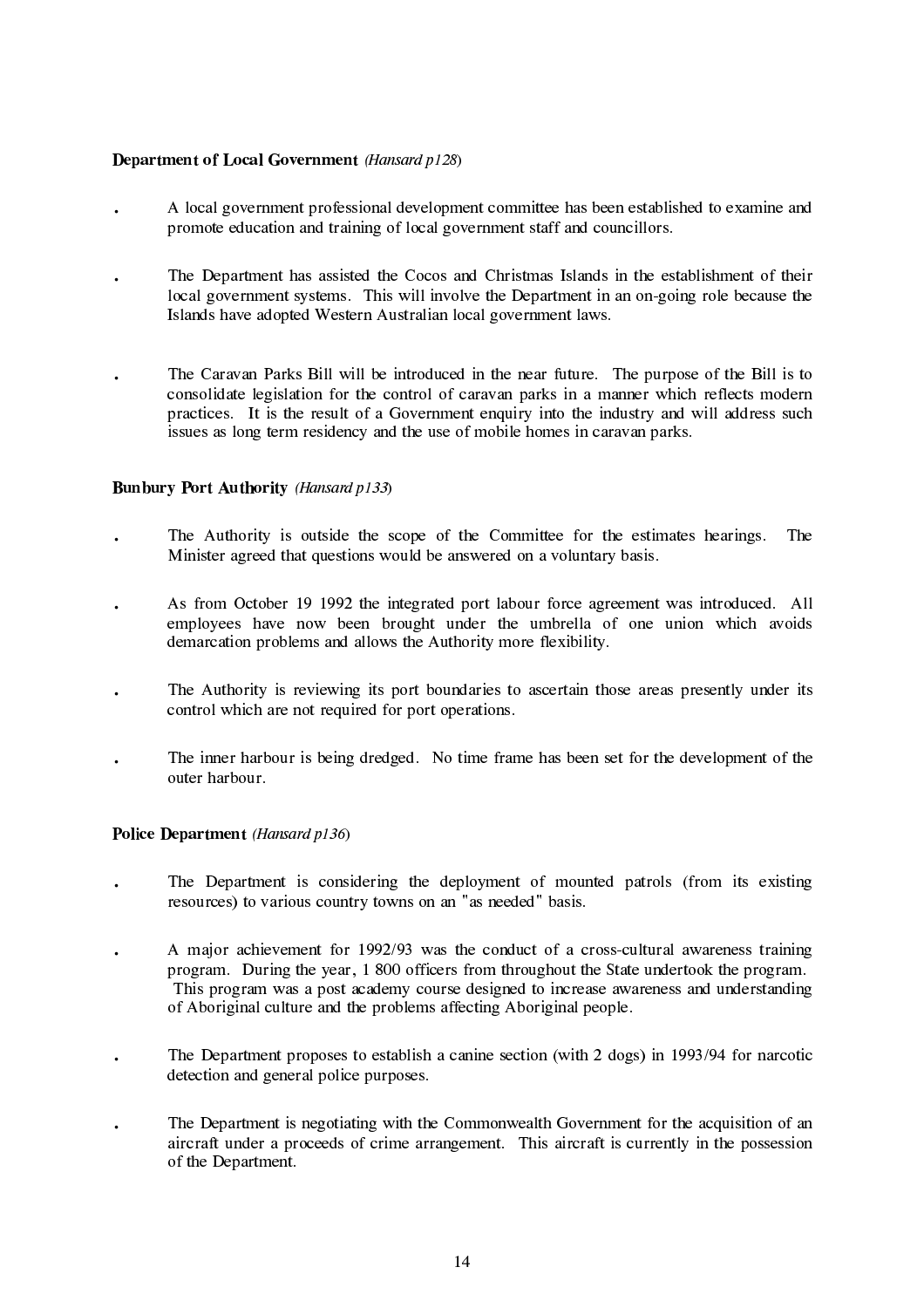**Department of Local Government** *(Hansard p128)*

- A local government professional development committee has been established to examine and promote education and training of local government staff and councillors.

- The Department has assisted the Cocos and Christmas Islands in the establishment of their local government systems. This will involve the Department in an on-going role because the Islands have adopted Western Australian local government laws.

- The Caravan Parks Bill will be introduced in the near future. The purpose of the Bill is to consolidate legislation for the control of caravan parks in a manner which reflects modern practices. It is the result of a Government enquiry into the industry and will address such issues as long term residency and the use of mobile homes in caravan parks.

**Bunbury Port Authority** *(Hansard p133)*

- The Authority is outside the scope of the Committee for the estimates hearings. The Minister agreed that questions would be answered on a voluntary basis.

- As from October 19 1992 the integrated port labour force agreement was introduced. All employees have now been brought under the umbrella of one union which avoids demarcation problems and allows the Authority more flexibility.

- The Authority is reviewing its port boundaries to ascertain those areas presently under its control which are not required for port operations.

- The inner harbour is being dredged. No time frame has been set for the development of the outer harbour.

**Police Department** *(Hansard p136)*

- The Department is considering the deployment of mounted patrols (from its existing resources) to various country towns on an "as needed" basis.

- A major achievement for 1992/93 was the conduct of a cross-cultural awareness training program. During the year, 1 800 officers from throughout the State undertook the program. This program was a post academy course designed to increase awareness and understanding of Aboriginal culture and the problems affecting Aboriginal people.

- The Department proposes to establish a canine section (with 2 dogs) in 1993/94 for narcotic detection and general police purposes.

- The Department is negotiating with the Commonwealth Government for the acquisition of an aircraft under a proceeds of crime arrangement. This aircraft is currently in the possession of the Department.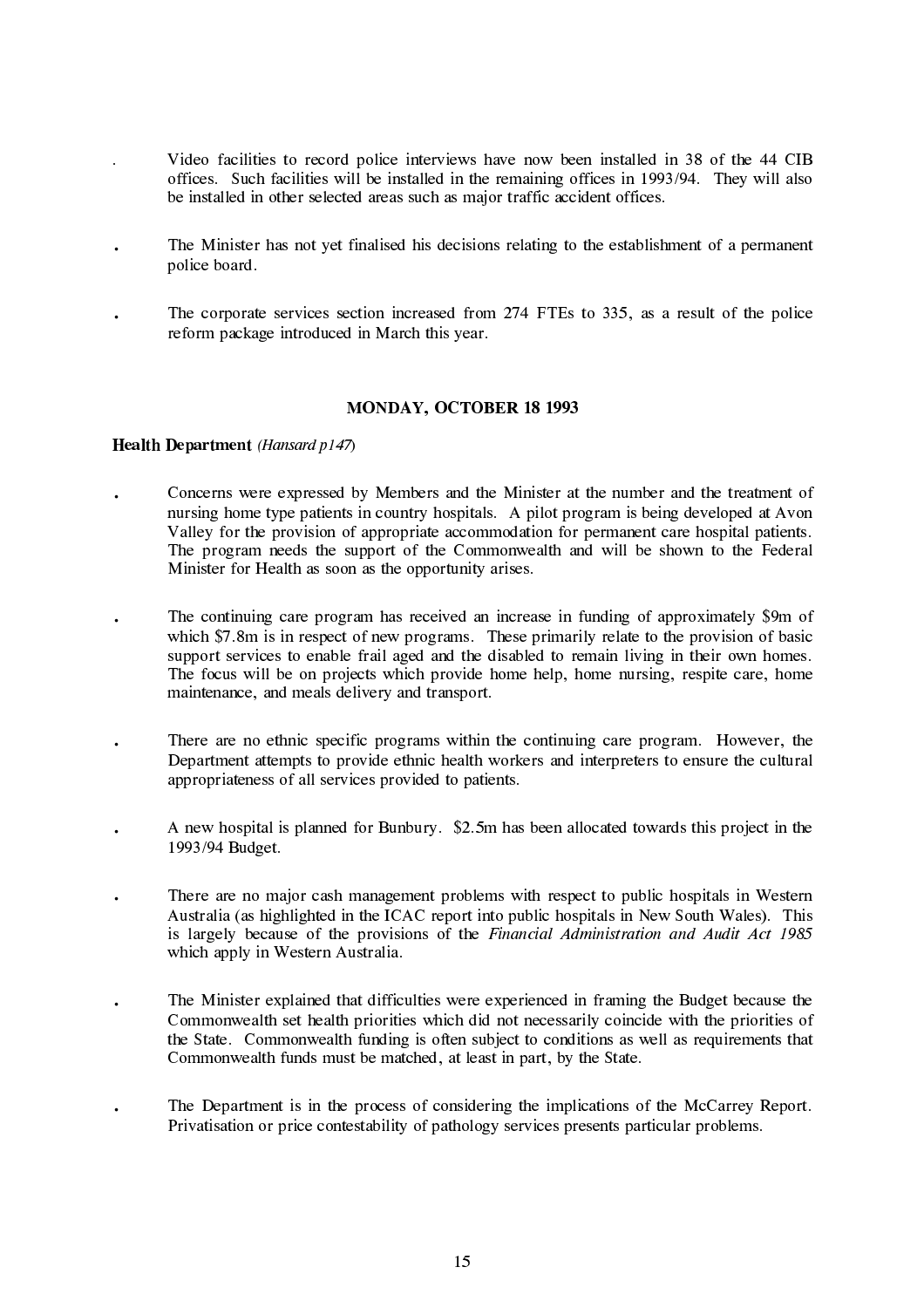- Video facilities to record police interviews have now been installed in 38 of the 44 CIB offices. Such facilities will be installed in the remaining offices in 1993/94. They will also be installed in other selected areas such as major traffic accident offices.

- The Minister has not yet finalised his decisions relating to the establishment of a permanent police board.

- The corporate services section increased from 274 FTEs to 335, as a result of the police reform package introduced in March this year.

## MONDAY, OCTOBER 18 1993

**Health Department** *(Hansard p147)*

- Concerns were expressed by Members and the Minister at the number and the treatment of nursing home type patients in country hospitals. A pilot program is being developed at Avon Valley for the provision of appropriate accommodation for permanent care hospital patients. The program needs the support of the Commonwealth and will be shown to the Federal Minister for Health as soon as the opportunity arises.

- The continuing care program has received an increase in funding of approximately $9m of which $7.8m is in respect of new programs. These primarily relate to the provision of basic support services to enable frail aged and the disabled to remain living in their own homes. The focus will be on projects which provide home help, home nursing, respite care, home maintenance, and meals delivery and transport.

- There are no ethnic specific programs within the continuing care program. However, the Department attempts to provide ethnic health workers and interpreters to ensure the cultural appropriateness of all services provided to patients.

- A new hospital is planned for Bunbury. $2.5m has been allocated towards this project in the 1993/94 Budget.

- There are no major cash management problems with respect to public hospitals in Western Australia (as highlighted in the ICAC report into public hospitals in New South Wales). This is largely because of the provisions of the *Financial Administration and Audit Act 1985* which apply in Western Australia.

- The Minister explained that difficulties were experienced in framing the Budget because the Commonwealth set health priorities which did not necessarily coincide with the priorities of the State. Commonwealth funding is often subject to conditions as well as requirements that Commonwealth funds must be matched, at least in part, by the State.

- The Department is in the process of considering the implications of the McCarrey Report. Privatisation or price contestability of pathology services presents particular problems.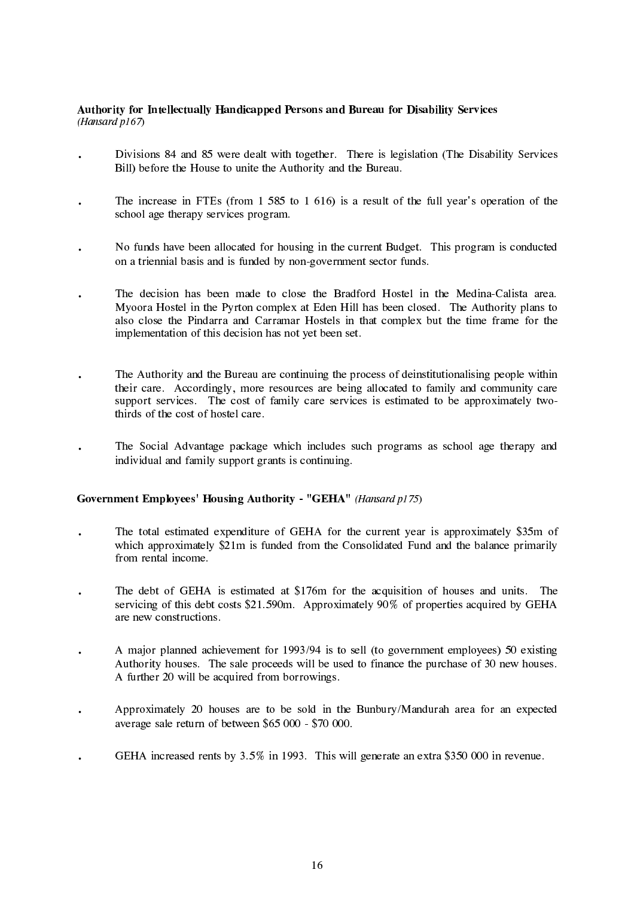**Authority for Intellectually Handicapped Persons and Bureau for Disability Services**
*(Hansard p167)*

- Divisions 84 and 85 were dealt with together. There is legislation (The Disability Services Bill) before the House to unite the Authority and the Bureau.

- The increase in FTEs (from 1 585 to 1 616) is a result of the full year's operation of the school age therapy services program.

- No funds have been allocated for housing in the current Budget. This program is conducted on a triennial basis and is funded by non-government sector funds.

- The decision has been made to close the Bradford Hostel in the Medina-Calista area. Myoora Hostel in the Pyrton complex at Eden Hill has been closed. The Authority plans to also close the Pindarra and Carramar Hostels in that complex but the time frame for the implementation of this decision has not yet been set.

- The Authority and the Bureau are continuing the process of deinstitutionalising people within their care. Accordingly, more resources are being allocated to family and community care support services. The cost of family care services is estimated to be approximately two-thirds of the cost of hostel care.

- The Social Advantage package which includes such programs as school age therapy and individual and family support grants is continuing.

**Government Employees' Housing Authority - "GEHA"** *(Hansard p175)*

- The total estimated expenditure of GEHA for the current year is approximately $35m of which approximately $21m is funded from the Consolidated Fund and the balance primarily from rental income.

- The debt of GEHA is estimated at $176m for the acquisition of houses and units. The servicing of this debt costs $21.590m. Approximately 90% of properties acquired by GEHA are new constructions.

- A major planned achievement for 1993/94 is to sell (to government employees) 50 existing Authority houses. The sale proceeds will be used to finance the purchase of 30 new houses. A further 20 will be acquired from borrowings.

- Approximately 20 houses are to be sold in the Bunbury/Mandurah area for an expected average sale return of between $65 000 - $70 000.

- GEHA increased rents by 3.5% in 1993. This will generate an extra $350 000 in revenue.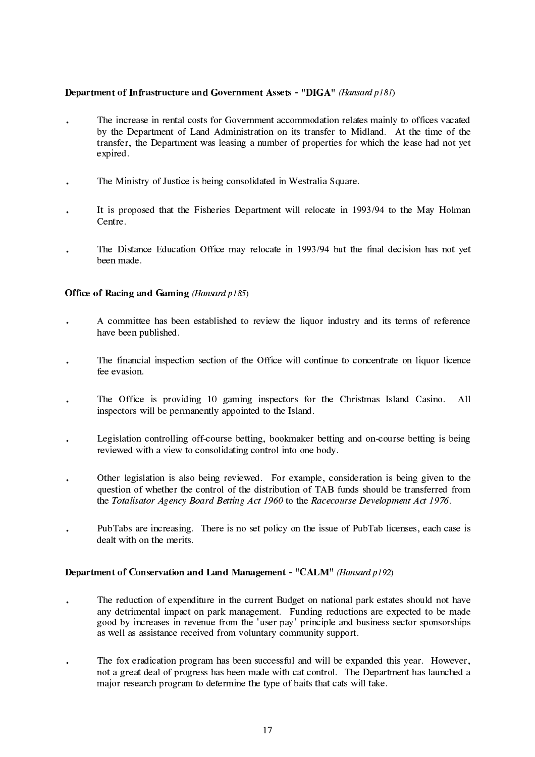**Department of Infrastructure and Government Assets - "DIGA"** *(Hansard p181)*

- The increase in rental costs for Government accommodation relates mainly to offices vacated by the Department of Land Administration on its transfer to Midland. At the time of the transfer, the Department was leasing a number of properties for which the lease had not yet expired.

- The Ministry of Justice is being consolidated in Westralia Square.

- It is proposed that the Fisheries Department will relocate in 1993/94 to the May Holman Centre.

- The Distance Education Office may relocate in 1993/94 but the final decision has not yet been made.

**Office of Racing and Gaming** *(Hansard p185)*

- A committee has been established to review the liquor industry and its terms of reference have been published.

- The financial inspection section of the Office will continue to concentrate on liquor licence fee evasion.

- The Office is providing 10 gaming inspectors for the Christmas Island Casino. All inspectors will be permanently appointed to the Island.

- Legislation controlling off-course betting, bookmaker betting and on-course betting is being reviewed with a view to consolidating control into one body.

- Other legislation is also being reviewed. For example, consideration is being given to the question of whether the control of the distribution of TAB funds should be transferred from the *Totalisator Agency Board Betting Act 1960* to the *Racecourse Development Act 1976*.

- PubTabs are increasing. There is no set policy on the issue of PubTab licenses, each case is dealt with on the merits.

**Department of Conservation and Land Management - "CALM"** *(Hansard p192)*

- The reduction of expenditure in the current Budget on national park estates should not have any detrimental impact on park management. Funding reductions are expected to be made good by increases in revenue from the 'user-pay' principle and business sector sponsorships as well as assistance received from voluntary community support.

- The fox eradication program has been successful and will be expanded this year. However, not a great deal of progress has been made with cat control. The Department has launched a major research program to determine the type of baits that cats will take.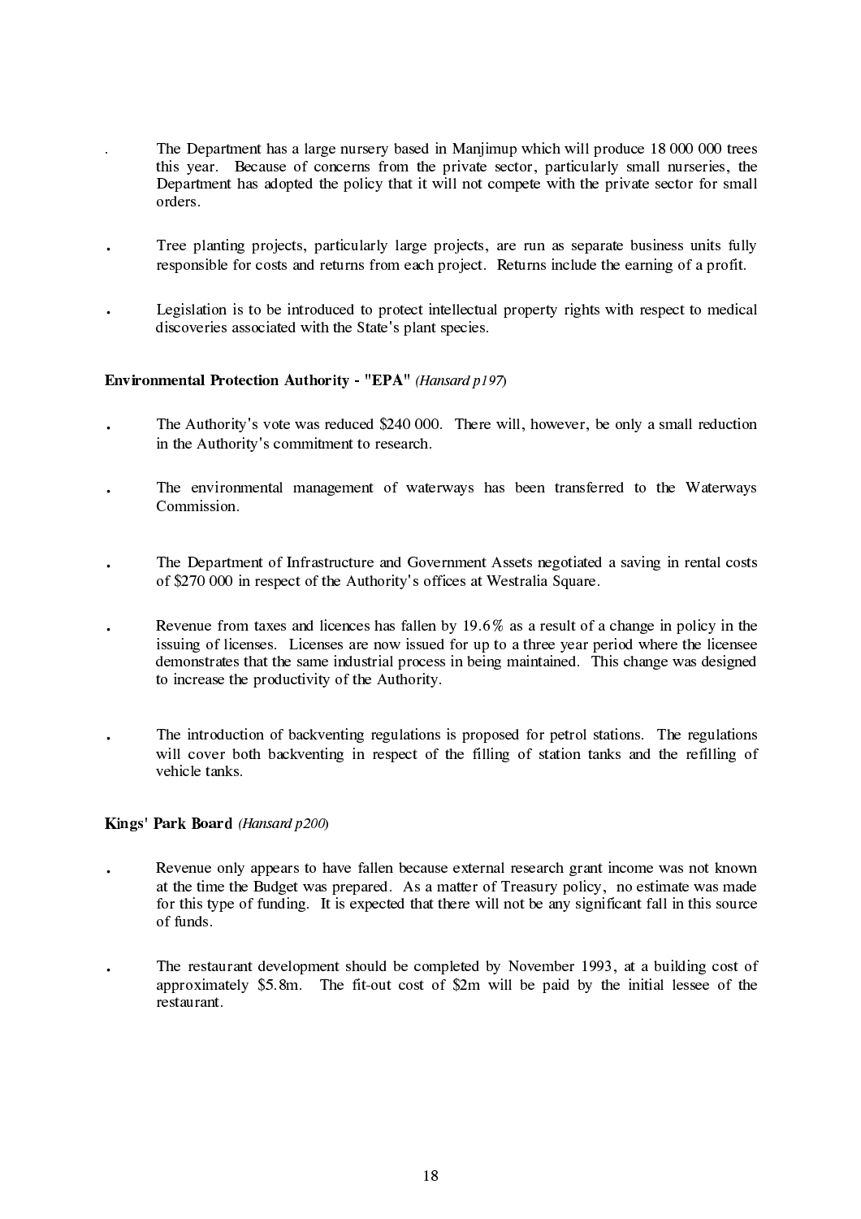- The Department has a large nursery based in Manjimup which will produce 18 000 000 trees this year. Because of concerns from the private sector, particularly small nurseries, the Department has adopted the policy that it will not compete with the private sector for small orders.

- Tree planting projects, particularly large projects, are run as separate business units fully responsible for costs and returns from each project. Returns include the earning of a profit.

- Legislation is to be introduced to protect intellectual property rights with respect to medical discoveries associated with the State's plant species.

**Environmental Protection Authority - "EPA"** *(Hansard p197)*

- The Authority's vote was reduced $240 000. There will, however, be only a small reduction in the Authority's commitment to research.

- The environmental management of waterways has been transferred to the Waterways Commission.

- The Department of Infrastructure and Government Assets negotiated a saving in rental costs of $270 000 in respect of the Authority's offices at Westralia Square.

- Revenue from taxes and licences has fallen by 19.6% as a result of a change in policy in the issuing of licenses. Licenses are now issued for up to a three year period where the licensee demonstrates that the same industrial process in being maintained. This change was designed to increase the productivity of the Authority.

- The introduction of backventing regulations is proposed for petrol stations. The regulations will cover both backventing in respect of the filling of station tanks and the refilling of vehicle tanks.

**Kings' Park Board** *(Hansard p200)*

- Revenue only appears to have fallen because external research grant income was not known at the time the Budget was prepared. As a matter of Treasury policy, no estimate was made for this type of funding. It is expected that there will not be any significant fall in this source of funds.

- The restaurant development should be completed by November 1993, at a building cost of approximately $5.8m. The fit-out cost of $2m will be paid by the initial lessee of the restaurant.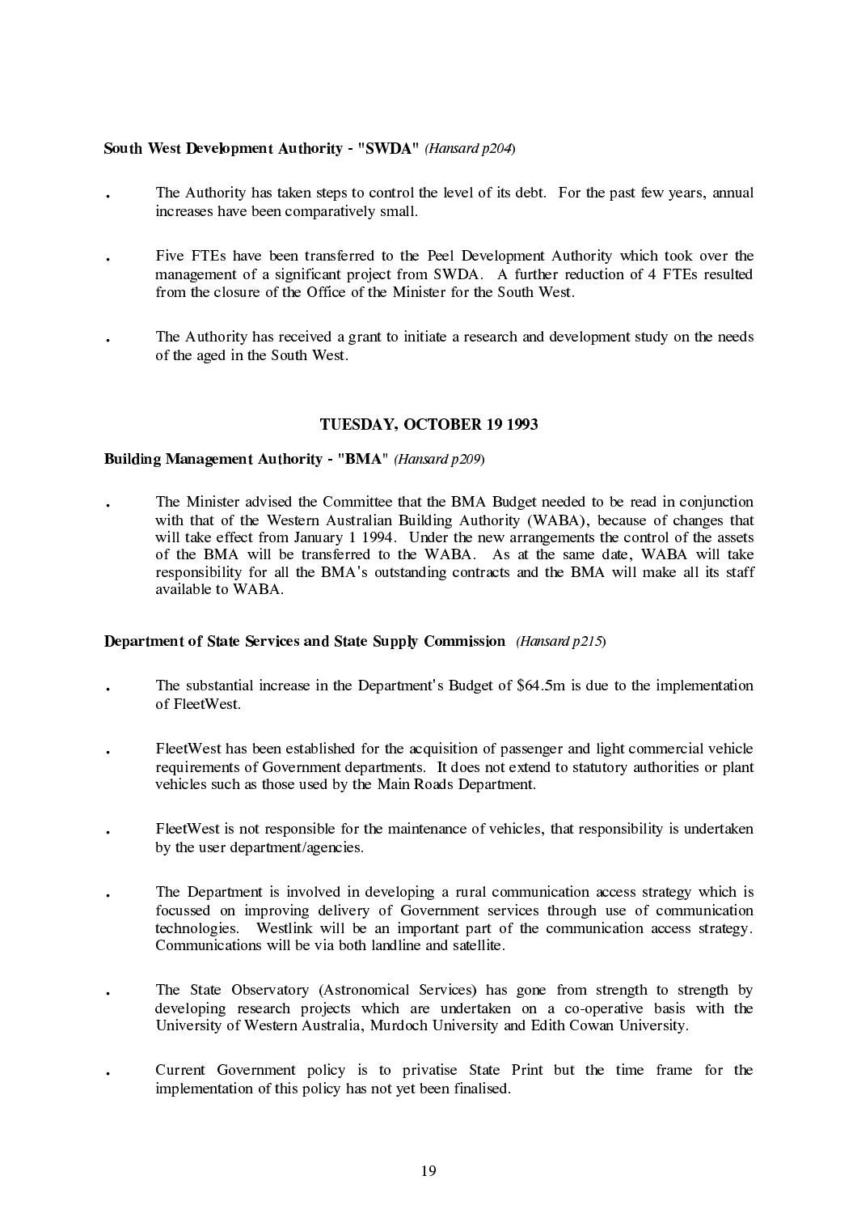**South West Development Authority - "SWDA"** *(Hansard p204)*

- The Authority has taken steps to control the level of its debt. For the past few years, annual increases have been comparatively small.

- Five FTEs have been transferred to the Peel Development Authority which took over the management of a significant project from SWDA. A further reduction of 4 FTEs resulted from the closure of the Office of the Minister for the South West.

- The Authority has received a grant to initiate a research and development study on the needs of the aged in the South West.

## TUESDAY, OCTOBER 19 1993

**Building Management Authority - "BMA"** *(Hansard p209)*

- The Minister advised the Committee that the BMA Budget needed to be read in conjunction with that of the Western Australian Building Authority (WABA), because of changes that will take effect from January 1 1994. Under the new arrangements the control of the assets of the BMA will be transferred to the WABA. As at the same date, WABA will take responsibility for all the BMA's outstanding contracts and the BMA will make all its staff available to WABA.

**Department of State Services and State Supply Commission** *(Hansard p215)*

- The substantial increase in the Department's Budget of $64.5m is due to the implementation of FleetWest.

- FleetWest has been established for the acquisition of passenger and light commercial vehicle requirements of Government departments. It does not extend to statutory authorities or plant vehicles such as those used by the Main Roads Department.

- FleetWest is not responsible for the maintenance of vehicles, that responsibility is undertaken by the user department/agencies.

- The Department is involved in developing a rural communication access strategy which is focussed on improving delivery of Government services through use of communication technologies. Westlink will be an important part of the communication access strategy. Communications will be via both landline and satellite.

- The State Observatory (Astronomical Services) has gone from strength to strength by developing research projects which are undertaken on a co-operative basis with the University of Western Australia, Murdoch University and Edith Cowan University.

- Current Government policy is to privatise State Print but the time frame for the implementation of this policy has not yet been finalised.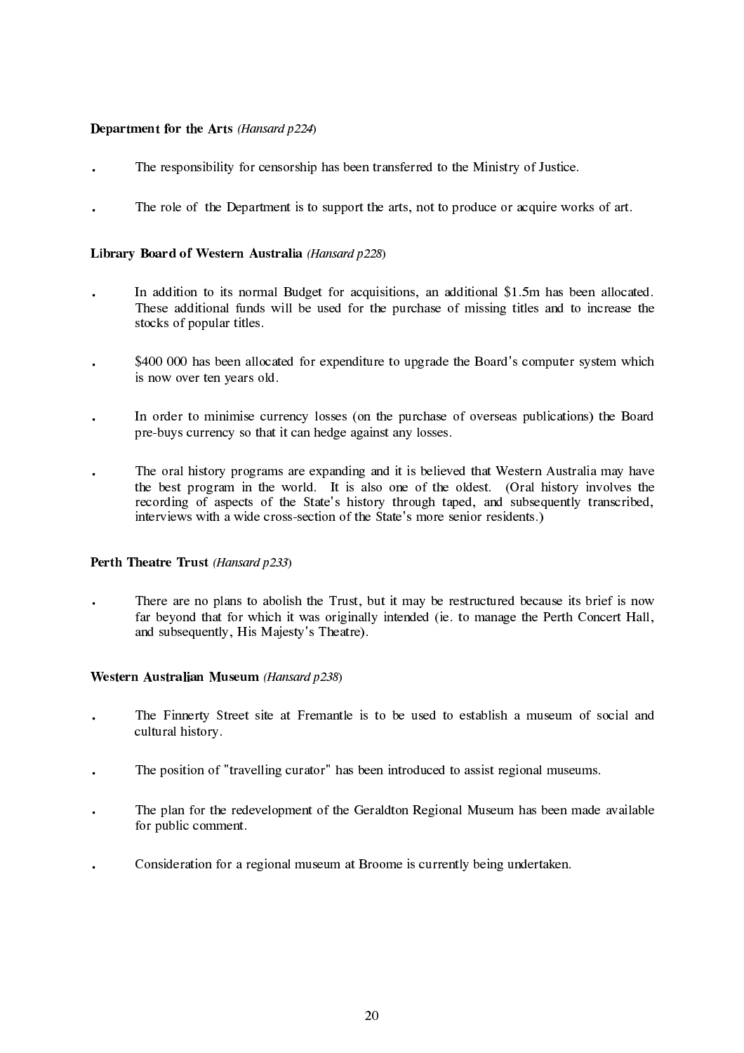**Department for the Arts** *(Hansard p224)*

- The responsibility for censorship has been transferred to the Ministry of Justice.

- The role of the Department is to support the arts, not to produce or acquire works of art.

**Library Board of Western Australia** *(Hansard p228)*

- In addition to its normal Budget for acquisitions, an additional $1.5m has been allocated. These additional funds will be used for the purchase of missing titles and to increase the stocks of popular titles.

- $400 000 has been allocated for expenditure to upgrade the Board's computer system which is now over ten years old.

- In order to minimise currency losses (on the purchase of overseas publications) the Board pre-buys currency so that it can hedge against any losses.

- The oral history programs are expanding and it is believed that Western Australia may have the best program in the world. It is also one of the oldest. (Oral history involves the recording of aspects of the State's history through taped, and subsequently transcribed, interviews with a wide cross-section of the State's more senior residents.)

**Perth Theatre Trust** *(Hansard p233)*

- There are no plans to abolish the Trust, but it may be restructured because its brief is now far beyond that for which it was originally intended (ie. to manage the Perth Concert Hall, and subsequently, His Majesty's Theatre).

**Western Australian Museum** *(Hansard p238)*

- The Finnerty Street site at Fremantle is to be used to establish a museum of social and cultural history.

- The position of "travelling curator" has been introduced to assist regional museums.

- The plan for the redevelopment of the Geraldton Regional Museum has been made available for public comment.

- Consideration for a regional museum at Broome is currently being undertaken.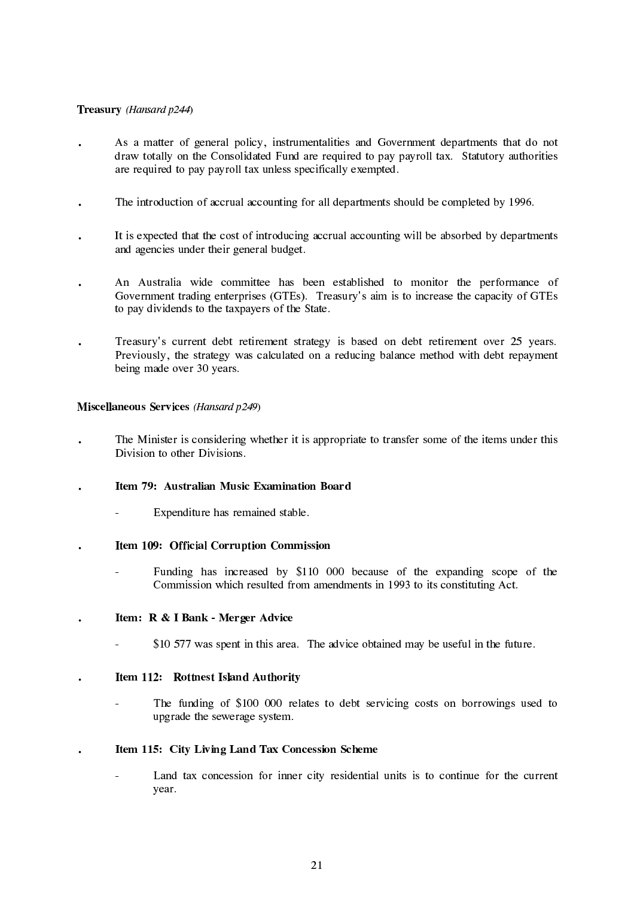**Treasury** *(Hansard p244)*

- As a matter of general policy, instrumentalities and Government departments that do not draw totally on the Consolidated Fund are required to pay payroll tax. Statutory authorities are required to pay payroll tax unless specifically exempted.

- The introduction of accrual accounting for all departments should be completed by 1996.

- It is expected that the cost of introducing accrual accounting will be absorbed by departments and agencies under their general budget.

- An Australia wide committee has been established to monitor the performance of Government trading enterprises (GTEs). Treasury's aim is to increase the capacity of GTEs to pay dividends to the taxpayers of the State.

- Treasury's current debt retirement strategy is based on debt retirement over 25 years. Previously, the strategy was calculated on a reducing balance method with debt repayment being made over 30 years.

**Miscellaneous Services** *(Hansard p249)*

- The Minister is considering whether it is appropriate to transfer some of the items under this Division to other Divisions.

- **Item 79: Australian Music Examination Board**

  - Expenditure has remained stable.

- **Item 109: Official Corruption Commission**

  - Funding has increased by $110 000 because of the expanding scope of the Commission which resulted from amendments in 1993 to its constituting Act.

- **Item: R & I Bank - Merger Advice**

  - $10 577 was spent in this area. The advice obtained may be useful in the future.

- **Item 112: Rottnest Island Authority**

  - The funding of $100 000 relates to debt servicing costs on borrowings used to upgrade the sewerage system.

- **Item 115: City Living Land Tax Concession Scheme**

  - Land tax concession for inner city residential units is to continue for the current year.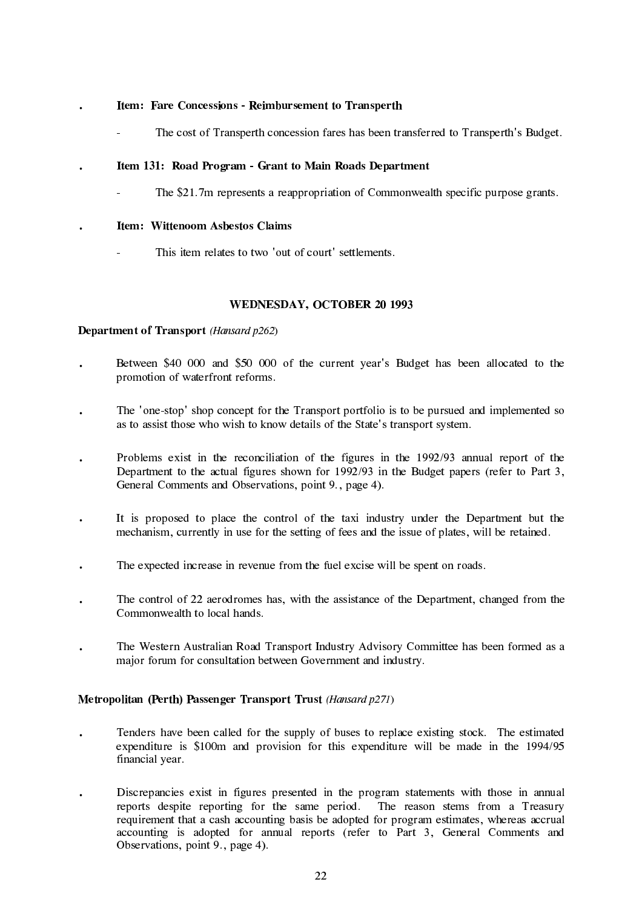- **Item: Fare Concessions - Reimbursement to Transperth**

  - The cost of Transperth concession fares has been transferred to Transperth's Budget.

- **Item 131: Road Program - Grant to Main Roads Department**

  - The $21.7m represents a reappropriation of Commonwealth specific purpose grants.

- **Item: Wittenoom Asbestos Claims**

  - This item relates to two 'out of court' settlements.

## WEDNESDAY, OCTOBER 20 1993

**Department of Transport** *(Hansard p262)*

- Between $40 000 and $50 000 of the current year's Budget has been allocated to the promotion of waterfront reforms.

- The 'one-stop' shop concept for the Transport portfolio is to be pursued and implemented so as to assist those who wish to know details of the State's transport system.

- Problems exist in the reconciliation of the figures in the 1992/93 annual report of the Department to the actual figures shown for 1992/93 in the Budget papers (refer to Part 3, General Comments and Observations, point 9., page 4).

- It is proposed to place the control of the taxi industry under the Department but the mechanism, currently in use for the setting of fees and the issue of plates, will be retained.

- The expected increase in revenue from the fuel excise will be spent on roads.

- The control of 22 aerodromes has, with the assistance of the Department, changed from the Commonwealth to local hands.

- The Western Australian Road Transport Industry Advisory Committee has been formed as a major forum for consultation between Government and industry.

**Metropolitan (Perth) Passenger Transport Trust** *(Hansard p271)*

- Tenders have been called for the supply of buses to replace existing stock. The estimated expenditure is $100m and provision for this expenditure will be made in the 1994/95 financial year.

- Discrepancies exist in figures presented in the program statements with those in annual reports despite reporting for the same period. The reason stems from a Treasury requirement that a cash accounting basis be adopted for program estimates, whereas accrual accounting is adopted for annual reports (refer to Part 3, General Comments and Observations, point 9., page 4).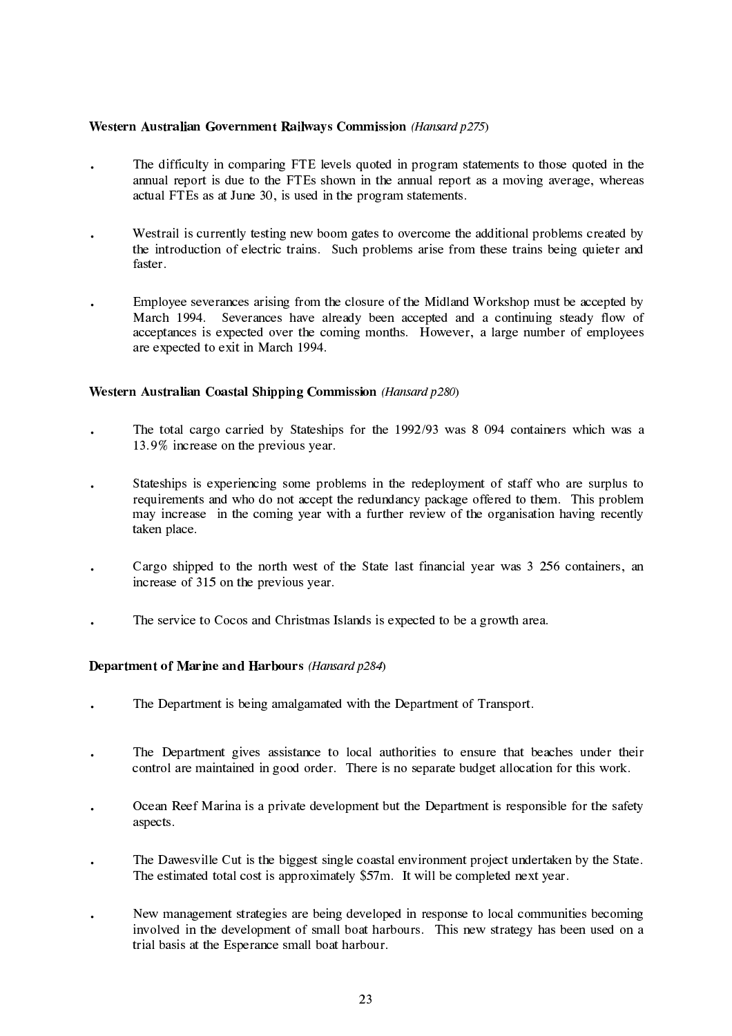**Western Australian Government Railways Commission** *(Hansard p275)*

- The difficulty in comparing FTE levels quoted in program statements to those quoted in the annual report is due to the FTEs shown in the annual report as a moving average, whereas actual FTEs as at June 30, is used in the program statements.

- Westrail is currently testing new boom gates to overcome the additional problems created by the introduction of electric trains. Such problems arise from these trains being quieter and faster.

- Employee severances arising from the closure of the Midland Workshop must be accepted by March 1994. Severances have already been accepted and a continuing steady flow of acceptances is expected over the coming months. However, a large number of employees are expected to exit in March 1994.

**Western Australian Coastal Shipping Commission** *(Hansard p280)*

- The total cargo carried by Stateships for the 1992/93 was 8 094 containers which was a 13.9% increase on the previous year.

- Stateships is experiencing some problems in the redeployment of staff who are surplus to requirements and who do not accept the redundancy package offered to them. This problem may increase in the coming year with a further review of the organisation having recently taken place.

- Cargo shipped to the north west of the State last financial year was 3 256 containers, an increase of 315 on the previous year.

- The service to Cocos and Christmas Islands is expected to be a growth area.

**Department of Marine and Harbours** *(Hansard p284)*

- The Department is being amalgamated with the Department of Transport.

- The Department gives assistance to local authorities to ensure that beaches under their control are maintained in good order. There is no separate budget allocation for this work.

- Ocean Reef Marina is a private development but the Department is responsible for the safety aspects.

- The Dawesville Cut is the biggest single coastal environment project undertaken by the State. The estimated total cost is approximately $57m. It will be completed next year.

- New management strategies are being developed in response to local communities becoming involved in the development of small boat harbours. This new strategy has been used on a trial basis at the Esperance small boat harbour.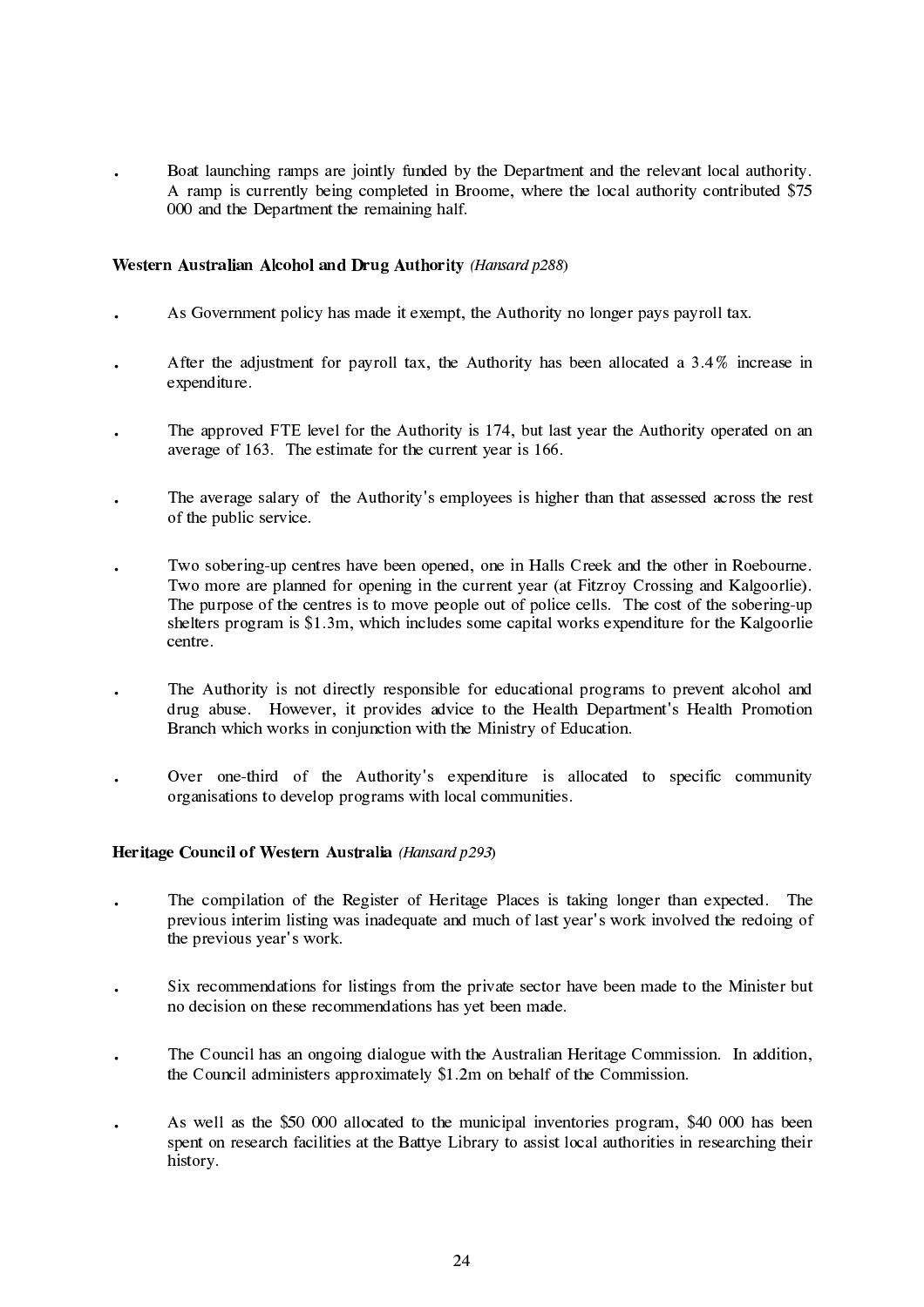- Boat launching ramps are jointly funded by the Department and the relevant local authority. A ramp is currently being completed in Broome, where the local authority contributed $75 000 and the Department the remaining half.

**Western Australian Alcohol and Drug Authority** *(Hansard p288)*

- As Government policy has made it exempt, the Authority no longer pays payroll tax.

- After the adjustment for payroll tax, the Authority has been allocated a 3.4% increase in expenditure.

- The approved FTE level for the Authority is 174, but last year the Authority operated on an average of 163. The estimate for the current year is 166.

- The average salary of the Authority's employees is higher than that assessed across the rest of the public service.

- Two sobering-up centres have been opened, one in Halls Creek and the other in Roebourne. Two more are planned for opening in the current year (at Fitzroy Crossing and Kalgoorlie). The purpose of the centres is to move people out of police cells. The cost of the sobering-up shelters program is $1.3m, which includes some capital works expenditure for the Kalgoorlie centre.

- The Authority is not directly responsible for educational programs to prevent alcohol and drug abuse. However, it provides advice to the Health Department's Health Promotion Branch which works in conjunction with the Ministry of Education.

- Over one-third of the Authority's expenditure is allocated to specific community organisations to develop programs with local communities.

**Heritage Council of Western Australia** *(Hansard p293)*

- The compilation of the Register of Heritage Places is taking longer than expected. The previous interim listing was inadequate and much of last year's work involved the redoing of the previous year's work.

- Six recommendations for listings from the private sector have been made to the Minister but no decision on these recommendations has yet been made.

- The Council has an ongoing dialogue with the Australian Heritage Commission. In addition, the Council administers approximately $1.2m on behalf of the Commission.

- As well as the $50 000 allocated to the municipal inventories program, $40 000 has been spent on research facilities at the Battye Library to assist local authorities in researching their history.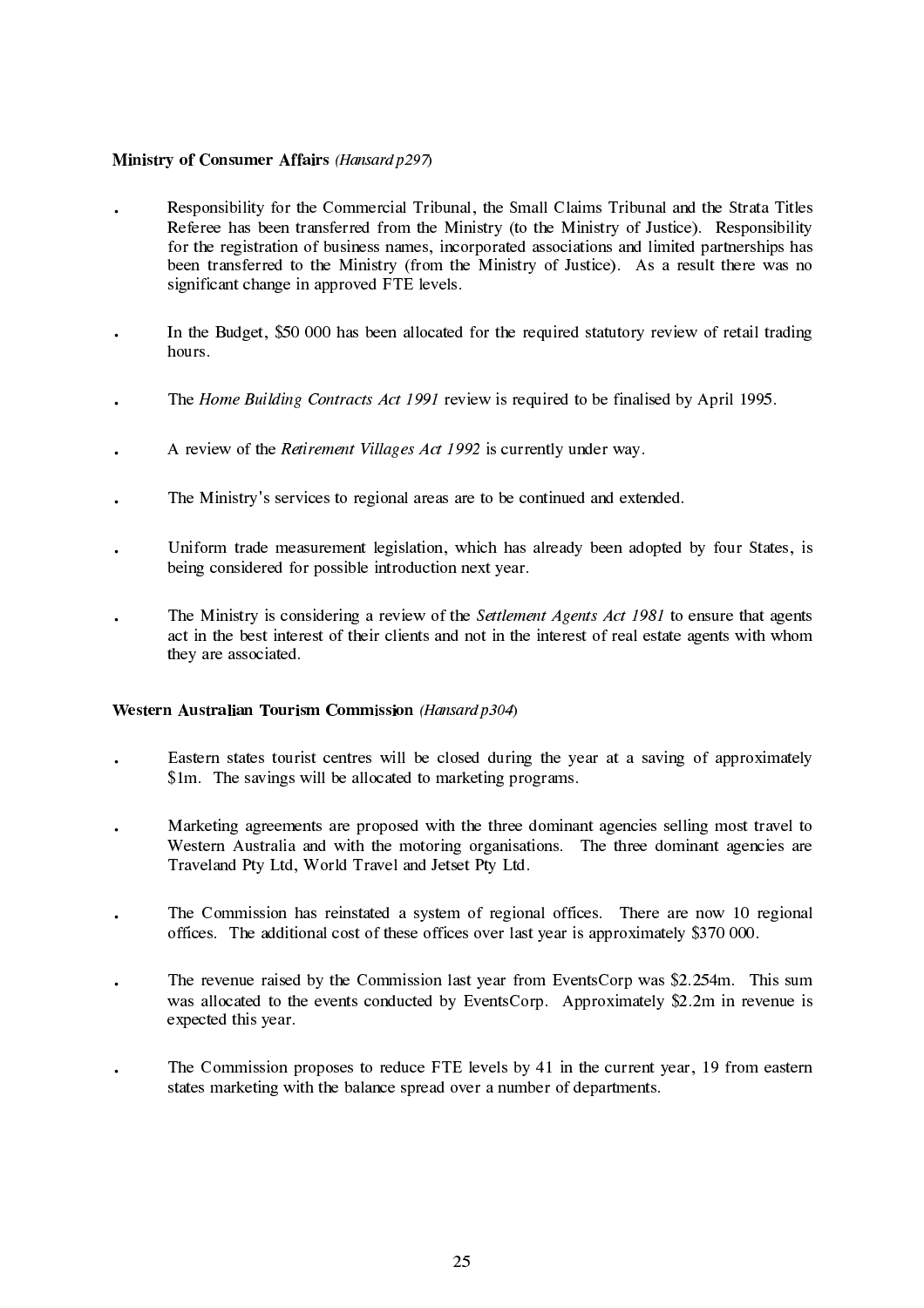**Ministry of Consumer Affairs** *(Hansard p297)*

- Responsibility for the Commercial Tribunal, the Small Claims Tribunal and the Strata Titles Referee has been transferred from the Ministry (to the Ministry of Justice). Responsibility for the registration of business names, incorporated associations and limited partnerships has been transferred to the Ministry (from the Ministry of Justice). As a result there was no significant change in approved FTE levels.

- In the Budget, $50 000 has been allocated for the required statutory review of retail trading hours.

- The *Home Building Contracts Act 1991* review is required to be finalised by April 1995.

- A review of the *Retirement Villages Act 1992* is currently under way.

- The Ministry's services to regional areas are to be continued and extended.

- Uniform trade measurement legislation, which has already been adopted by four States, is being considered for possible introduction next year.

- The Ministry is considering a review of the *Settlement Agents Act 1981* to ensure that agents act in the best interest of their clients and not in the interest of real estate agents with whom they are associated.

**Western Australian Tourism Commission** *(Hansard p304)*

- Eastern states tourist centres will be closed during the year at a saving of approximately $1m. The savings will be allocated to marketing programs.

- Marketing agreements are proposed with the three dominant agencies selling most travel to Western Australia and with the motoring organisations. The three dominant agencies are Traveland Pty Ltd, World Travel and Jetset Pty Ltd.

- The Commission has reinstated a system of regional offices. There are now 10 regional offices. The additional cost of these offices over last year is approximately $370 000.

- The revenue raised by the Commission last year from EventsCorp was $2.254m. This sum was allocated to the events conducted by EventsCorp. Approximately $2.2m in revenue is expected this year.

- The Commission proposes to reduce FTE levels by 41 in the current year, 19 from eastern states marketing with the balance spread over a number of departments.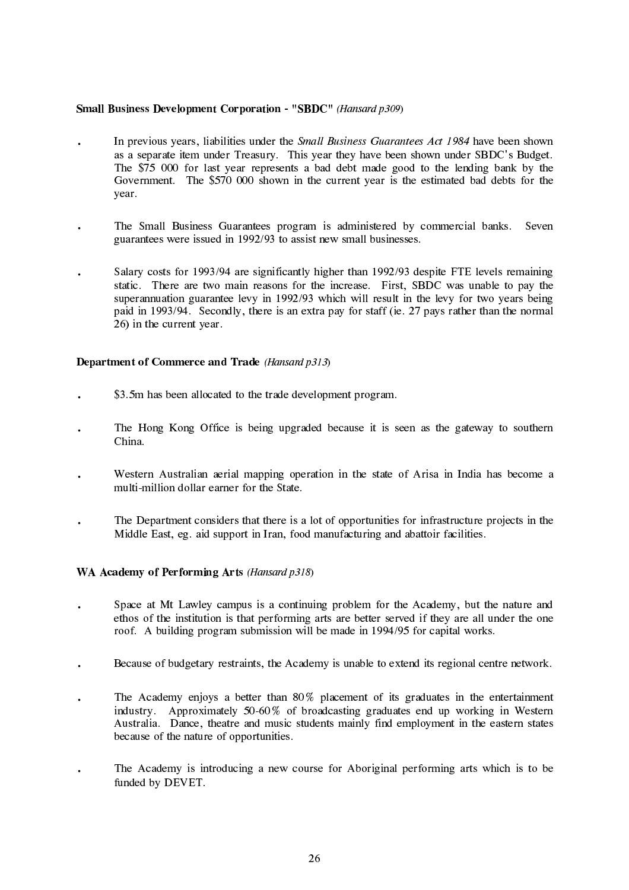**Small Business Development Corporation - "SBDC"** *(Hansard p309)*

- In previous years, liabilities under the *Small Business Guarantees Act 1984* have been shown as a separate item under Treasury. This year they have been shown under SBDC's Budget. The $75 000 for last year represents a bad debt made good to the lending bank by the Government. The $570 000 shown in the current year is the estimated bad debts for the year.

- The Small Business Guarantees program is administered by commercial banks. Seven guarantees were issued in 1992/93 to assist new small businesses.

- Salary costs for 1993/94 are significantly higher than 1992/93 despite FTE levels remaining static. There are two main reasons for the increase. First, SBDC was unable to pay the superannuation guarantee levy in 1992/93 which will result in the levy for two years being paid in 1993/94. Secondly, there is an extra pay for staff (ie. 27 pays rather than the normal 26) in the current year.

**Department of Commerce and Trade** *(Hansard p313)*

- $3.5m has been allocated to the trade development program.

- The Hong Kong Office is being upgraded because it is seen as the gateway to southern China.

- Western Australian aerial mapping operation in the state of Arisa in India has become a multi-million dollar earner for the State.

- The Department considers that there is a lot of opportunities for infrastructure projects in the Middle East, eg. aid support in Iran, food manufacturing and abattoir facilities.

**WA Academy of Performing Arts** *(Hansard p318)*

- Space at Mt Lawley campus is a continuing problem for the Academy, but the nature and ethos of the institution is that performing arts are better served if they are all under the one roof. A building program submission will be made in 1994/95 for capital works.

- Because of budgetary restraints, the Academy is unable to extend its regional centre network.

- The Academy enjoys a better than 80% placement of its graduates in the entertainment industry. Approximately 50-60% of broadcasting graduates end up working in Western Australia. Dance, theatre and music students mainly find employment in the eastern states because of the nature of opportunities.

- The Academy is introducing a new course for Aboriginal performing arts which is to be funded by DEVET.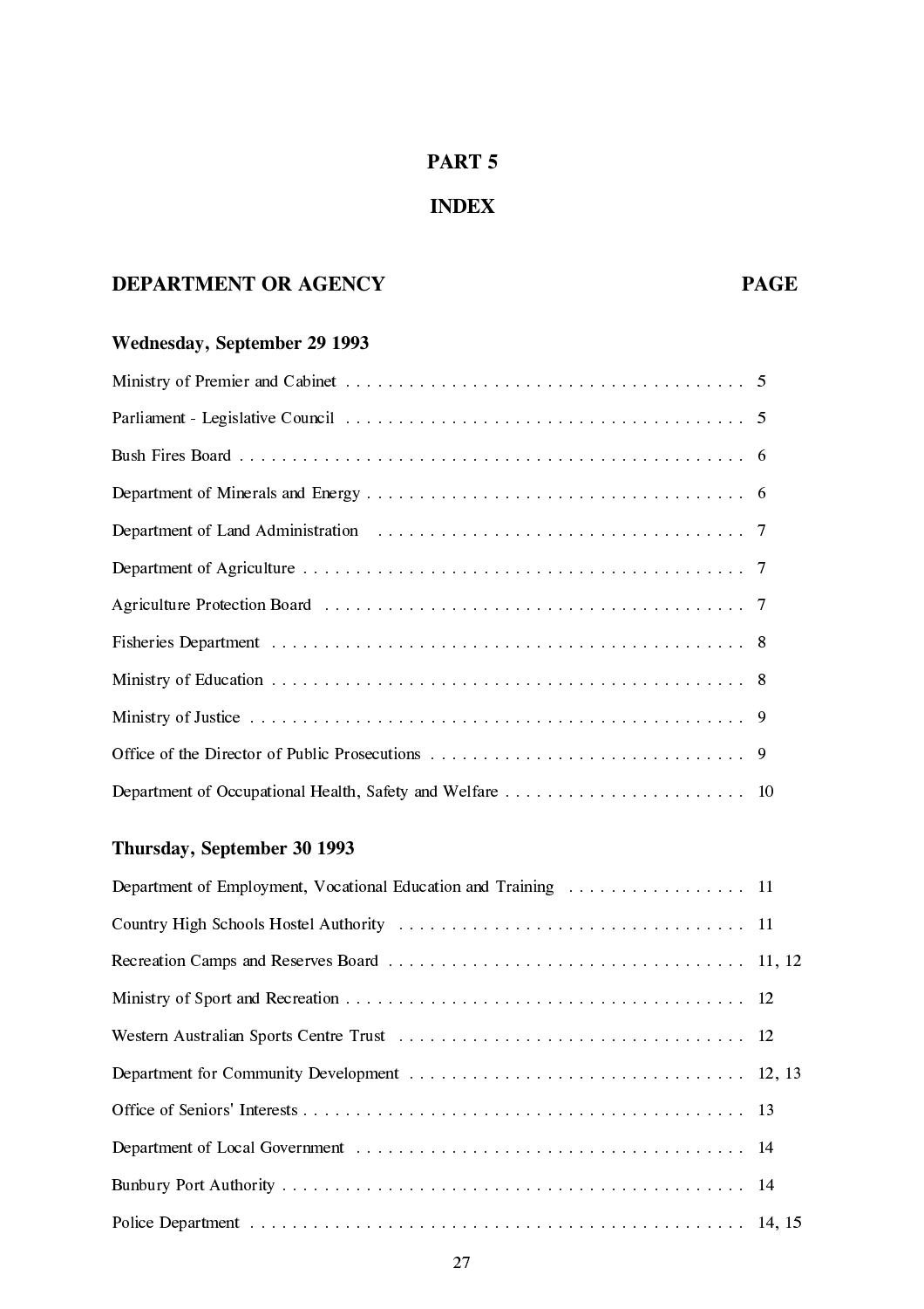# PART 5

# INDEX

| DEPARTMENT OR AGENCY | PAGE |
| --- | --- |
| **Wednesday, September 29 1993** | |
| Ministry of Premier and Cabinet | 5 |
| Parliament - Legislative Council | 5 |
| Bush Fires Board | 6 |
| Department of Minerals and Energy | 6 |
| Department of Land Administration | 7 |
| Department of Agriculture | 7 |
| Agriculture Protection Board | 7 |
| Fisheries Department | 8 |
| Ministry of Education | 8 |
| Ministry of Justice | 9 |
| Office of the Director of Public Prosecutions | 9 |
| Department of Occupational Health, Safety and Welfare | 10 |
| **Thursday, September 30 1993** | |
| Department of Employment, Vocational Education and Training | 11 |
| Country High Schools Hostel Authority | 11 |
| Recreation Camps and Reserves Board | 11, 12 |
| Ministry of Sport and Recreation | 12 |
| Western Australian Sports Centre Trust | 12 |
| Department for Community Development | 12, 13 |
| Office of Seniors' Interests | 13 |
| Department of Local Government | 14 |
| Bunbury Port Authority | 14 |
| Police Department | 14, 15 |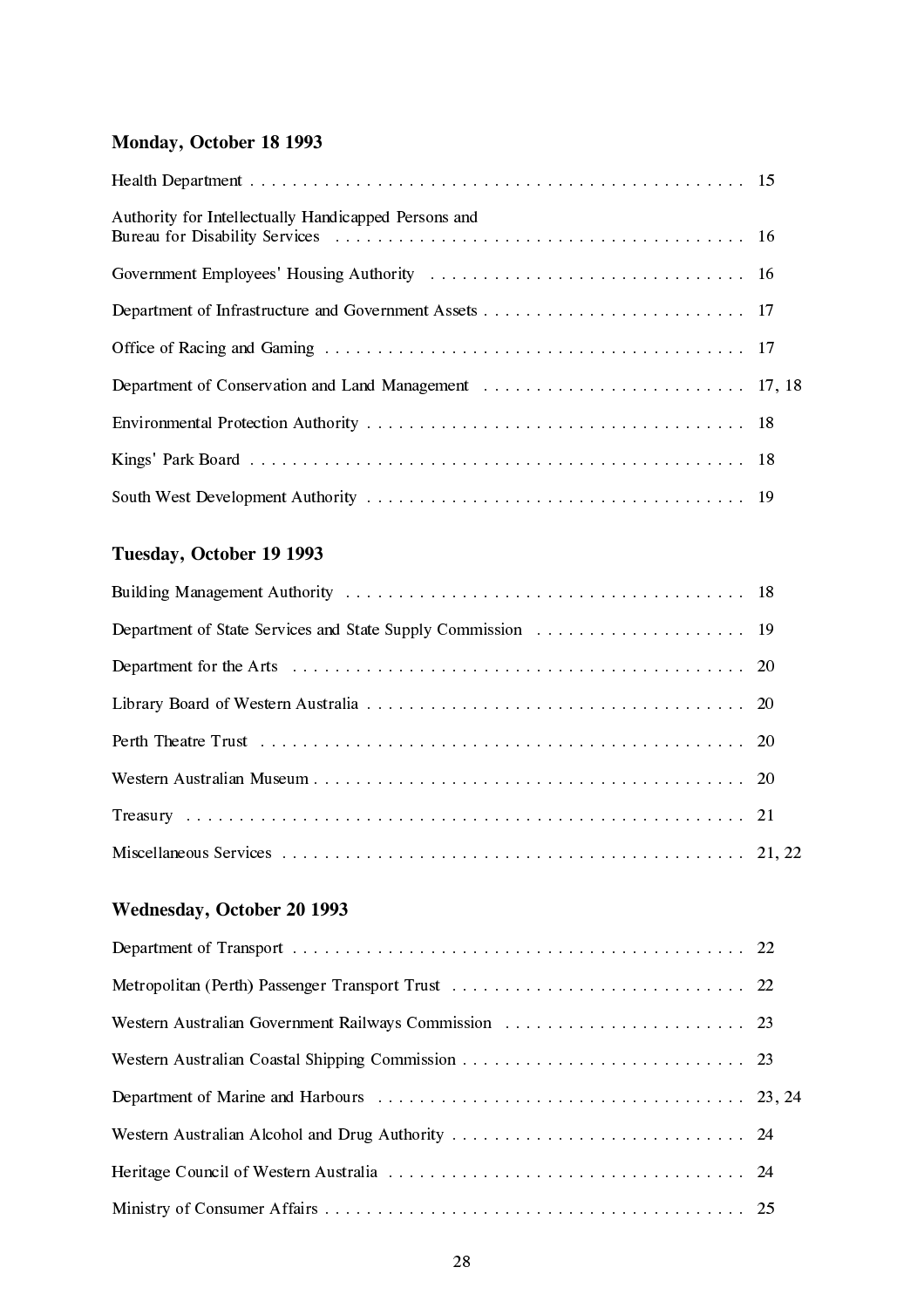**Monday, October 18 1993**

Health Department . . . . . . . . . . . . . . . . . . . . . . . . . . . . . . . . . . . . . . . . . . . . . . . 15

Authority for Intellectually Handicapped Persons and
Bureau for Disability Services . . . . . . . . . . . . . . . . . . . . . . . . . . . . . . . . . . . . . . 16

Government Employees' Housing Authority . . . . . . . . . . . . . . . . . . . . . . . . . . . . . 16

Department of Infrastructure and Government Assets . . . . . . . . . . . . . . . . . . . . . . . . . 17

Office of Racing and Gaming . . . . . . . . . . . . . . . . . . . . . . . . . . . . . . . . . . . . . . . 17

Department of Conservation and Land Management . . . . . . . . . . . . . . . . . . . . . . . . . 17, 18

Environmental Protection Authority . . . . . . . . . . . . . . . . . . . . . . . . . . . . . . . . . . . 18

Kings' Park Board . . . . . . . . . . . . . . . . . . . . . . . . . . . . . . . . . . . . . . . . . . . . . . 18

South West Development Authority . . . . . . . . . . . . . . . . . . . . . . . . . . . . . . . . . . . 19

**Tuesday, October 19 1993**

Building Management Authority . . . . . . . . . . . . . . . . . . . . . . . . . . . . . . . . . . . . . 18

Department of State Services and State Supply Commission . . . . . . . . . . . . . . . . . . . . 19

Department for the Arts . . . . . . . . . . . . . . . . . . . . . . . . . . . . . . . . . . . . . . . . . . 20

Library Board of Western Australia . . . . . . . . . . . . . . . . . . . . . . . . . . . . . . . . . . . 20

Perth Theatre Trust . . . . . . . . . . . . . . . . . . . . . . . . . . . . . . . . . . . . . . . . . . . . . 20

Western Australian Museum . . . . . . . . . . . . . . . . . . . . . . . . . . . . . . . . . . . . . . . . 20

Treasury . . . . . . . . . . . . . . . . . . . . . . . . . . . . . . . . . . . . . . . . . . . . . . . . . . . 21

Miscellaneous Services . . . . . . . . . . . . . . . . . . . . . . . . . . . . . . . . . . . . . . . . . . . 21, 22

**Wednesday, October 20 1993**

Department of Transport . . . . . . . . . . . . . . . . . . . . . . . . . . . . . . . . . . . . . . . . . . 22

Metropolitan (Perth) Passenger Transport Trust . . . . . . . . . . . . . . . . . . . . . . . . . . . 22

Western Australian Government Railways Commission . . . . . . . . . . . . . . . . . . . . . . . 23

Western Australian Coastal Shipping Commission . . . . . . . . . . . . . . . . . . . . . . . . . . 23

Department of Marine and Harbours . . . . . . . . . . . . . . . . . . . . . . . . . . . . . . . . . . 23, 24

Western Australian Alcohol and Drug Authority . . . . . . . . . . . . . . . . . . . . . . . . . . . 24

Heritage Council of Western Australia . . . . . . . . . . . . . . . . . . . . . . . . . . . . . . . . . 24

Ministry of Consumer Affairs . . . . . . . . . . . . . . . . . . . . . . . . . . . . . . . . . . . . . . . 25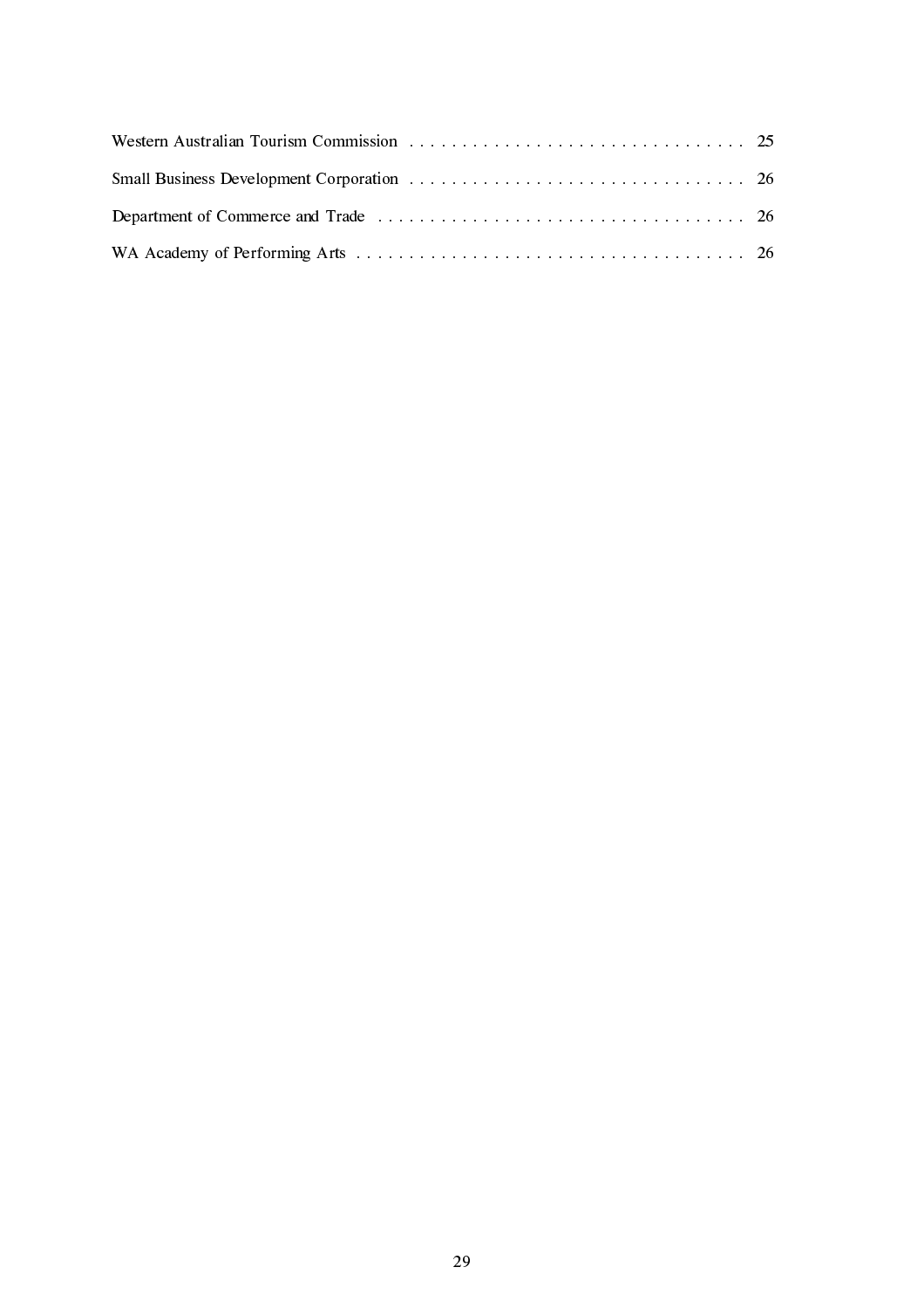Western Australian Tourism Commission . . . . . . . . . . . . . . . . . . . . . . . . . . . . . . . . . 25

Small Business Development Corporation . . . . . . . . . . . . . . . . . . . . . . . . . . . . . . . . . 26

Department of Commerce and Trade . . . . . . . . . . . . . . . . . . . . . . . . . . . . . . . . . . . . 26

WA Academy of Performing Arts . . . . . . . . . . . . . . . . . . . . . . . . . . . . . . . . . . . . . . 26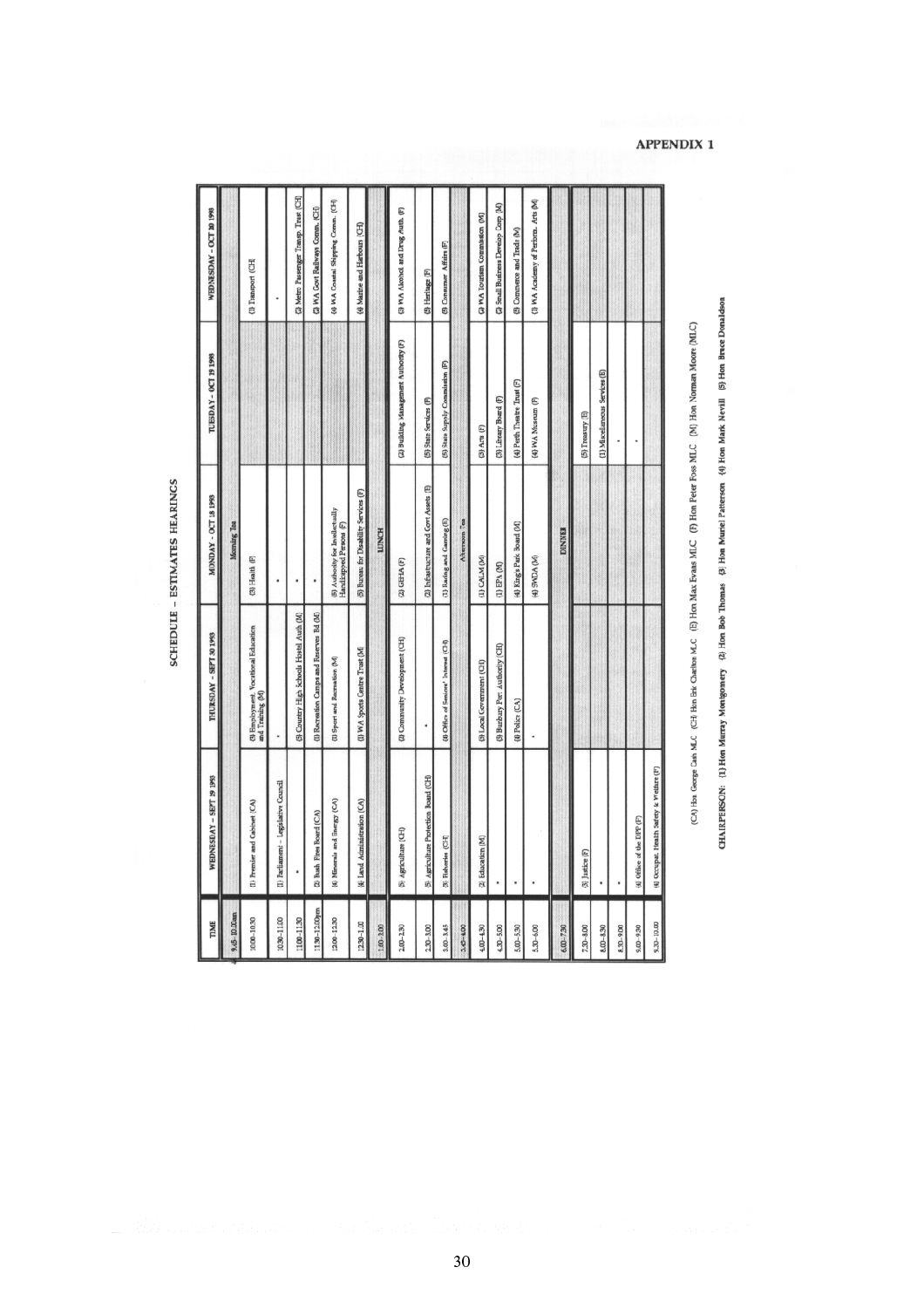# APPENDIX 1

## SCHEDULE – ESTIMATES HEARINGS

| TIME | WEDNESDAY – SEPT 29 1993 | THURSDAY – SEPT 30 1993 | MONDAY – OCT 18 1993 | TUESDAY – OCT 19 1993 | WEDNESDAY – OCT 20 1993 |
|---|---|---|---|---|---|
| 9.45–10.00am | | | Morning Tea | | |
| 10.00–10.30 | (1) Premier and Cabinet (CA) | (5) Employment, Vocational Education and Training (M) | (3) Health (F) | | (1) Transport (CH) |
| 10.30–11.00 | (1) Parliament – Legislative Council | " | " | | " |
| 11.00–11.30 | " | (5) Country High Schools Hostel Auth (M) | " | | (2) Metro Passenger Transp. Trust (CH) |
| 11.30–12.00pm | (2) Bush Fires Board (CA) | (1) Recreation Camps and Reserves Bd (M) | " | | (2) WA Govt Railways Comm. (CH) |
| 12.00–12.30 | (4) Minerals and Energy (CA) | (1) Sport and Recreation (M) | (5) Authority for Intellectually Handicapped Persons (F) | | (4) WA Coastal Shipping Comm. (CH) |
| 12.30–1.00 | (4) Land Administration (CA) | (1) WA Sports Centre Trust (M) | (5) Bureau for Disability Services (F) | | (4) Marine and Harbours (CH) |
| 1.00–2.00 | | | LUNCH | | |
| 2.00–2.30 | (5) Agriculture (CH) | (2) Community Development (CH) | (2) GEHA (F) | (2) Building Management Authority (F) | (3) WA Alcohol and Drug Auth. (F) |
| 2.30–3.00 | (5) Agriculture Protection Board (CH) | " | (2) Infrastructure and Govt Assets (E) | (5) State Services (F) | (5) Heritage (F) |
| 3.00–3.45 | (3) Fisheries (CH) | (4) Office of Seniors' Interest (CH) | (1) Racing and Gaming (E) | (5) State Supply Commission (F) | (5) Consumer Affairs (F) |
| 3.45–4.00 | | | Afternoon Tea | | |
| 4.00–4.30 | (2) Education (M) | (5) Local Government (CH) | (1) CALM (M) | (3) Arts (F) | (2) WA Tourism Commission (M) |
| 4.30–5.00 | " | (5) Bunbury Port Authority (CH) | (1) EPA (M) | (3) Library Board (F) | (2) Small Business Develop Corp (M) |
| 5.00–5.30 | " | (4) Police (CA) | (4) King's Park Board (M) | (4) Perth Theatre Trust (F) | (5) Commerce and Trade (M) |
| 5.30–6.00 | " | " | (4) SWDA (M) | (4) WA Museum (F) | (1) WA Academy of Perform. Arts (M) |
| 6.00–7.30 | | | DINNER | | |
| 7.30–8.00 | (3) Justice (F) | | | (5) Treasury (E) | |
| 8.00–8.30 | " | | | (1) Miscellaneous Services (E) | |
| 8.30–9.00 | " | | | " | |
| 9.00–9.30 | (4) Office of the DPP (F) | | | " | |
| 9.30–10.00 | (4) Occupat. Health Safety & Welfare (F) | | | | |

(CA) Hon George Cash MLC (CH) Hon Eric Charlton MLC (E) Hon Max Evans MLC (F) Hon Peter Foss MLC (M) Hon Norman Moore (MLC)

**CHAIRPERSON: (1) Hon Murray Montgomery (2) Hon Bob Thomas (3) Hon Muriel Patterson (4) Hon Mark Nevill (5) Hon Bruce Donaldson**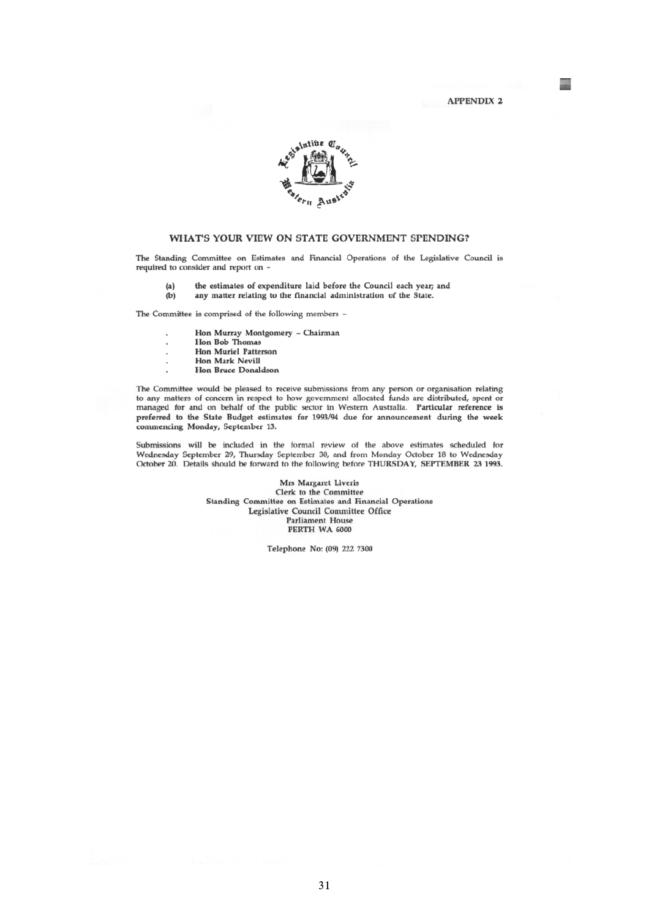APPENDIX 2

## WHAT'S YOUR VIEW ON STATE GOVERNMENT SPENDING?

The Standing Committee on Estimates and Financial Operations of the Legislative Council is required to consider and report on -

(a) the estimates of expenditure laid before the Council each year; and
(b) any matter relating to the financial administration of the State.

The Committee is comprised of the following members -

- **Hon Murray Montgomery - Chairman**
- **Hon Bob Thomas**
- **Hon Muriel Patterson**
- **Hon Mark Nevill**
- **Hon Bruce Donaldson**

The Committee would be pleased to receive submissions from any person or organisation relating to any matters of concern in respect to how government allocated funds are distributed, spent or managed for and on behalf of the public sector in Western Australia. **Particular reference is preferred to the State Budget estimates for 1993/94 due for announcement during the week commencing Monday, September 13.**

Submissions will be included in the formal review of the above estimates scheduled for Wednesday September 29, Thursday September 30, and from Monday October 18 to Wednesday October 20. Details should be forward to the following before THURSDAY, SEPTEMBER 23 1993.

Mrs Margaret Liveris
Clerk to the Committee
Standing Committee on Estimates and Financial Operations
Legislative Council Committee Office
Parliament House
PERTH WA 6000

Telephone No: (09) 222 7300